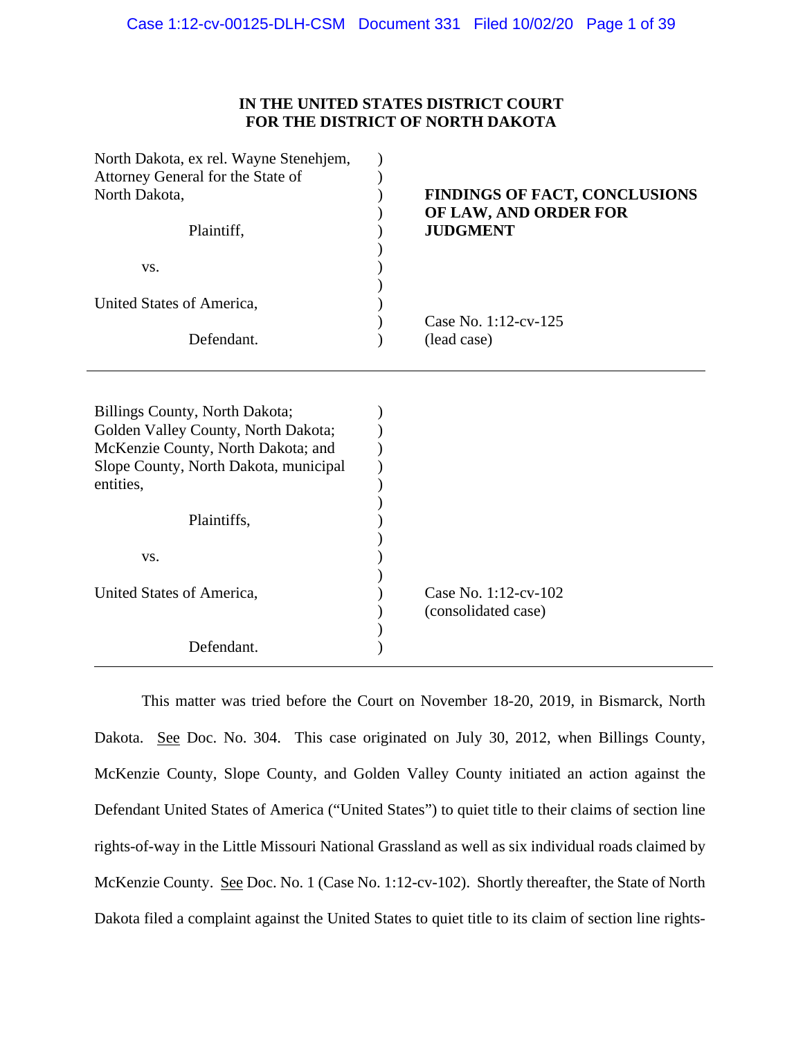**IN THE UNITED STATES DISTRICT COURT**
**FOR THE DISTRICT OF NORTH DAKOTA**

| | |
|---|---|
| North Dakota, ex rel. Wayne Stenehjem, Attorney General for the State of North Dakota,<br><br>Plaintiff,<br><br>vs.<br><br>United States of America,<br><br>Defendant. | **FINDINGS OF FACT, CONCLUSIONS OF LAW, AND ORDER FOR JUDGMENT**<br><br>Case No. 1:12-cv-125<br>(lead case) |
| Billings County, North Dakota; Golden Valley County, North Dakota; McKenzie County, North Dakota; and Slope County, North Dakota, municipal entities,<br><br>Plaintiffs,<br><br>vs.<br><br>United States of America,<br><br>Defendant. | Case No. 1:12-cv-102<br>(consolidated case) |

---

This matter was tried before the Court on November 18-20, 2019, in Bismarck, North Dakota. See Doc. No. 304. This case originated on July 30, 2012, when Billings County, McKenzie County, Slope County, and Golden Valley County initiated an action against the Defendant United States of America ("United States") to quiet title to their claims of section line rights-of-way in the Little Missouri National Grassland as well as six individual roads claimed by McKenzie County. See Doc. No. 1 (Case No. 1:12-cv-102). Shortly thereafter, the State of North Dakota filed a complaint against the United States to quiet title to its claim of section line rights-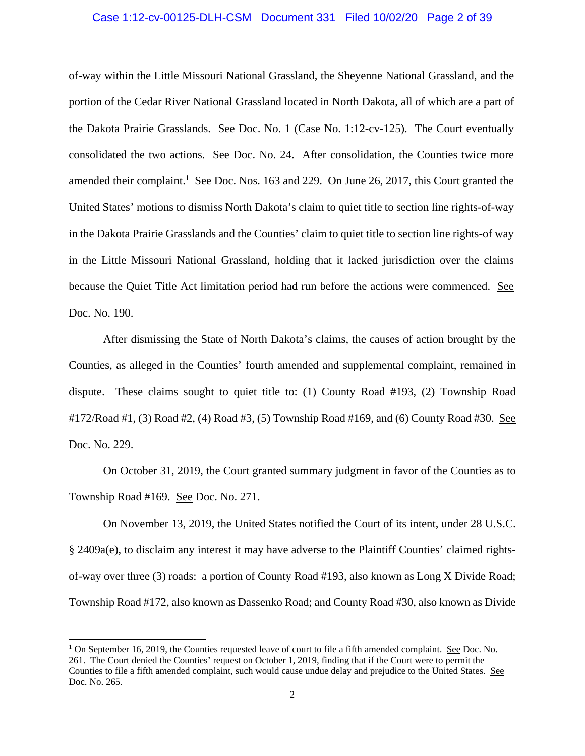of-way within the Little Missouri National Grassland, the Sheyenne National Grassland, and the portion of the Cedar River National Grassland located in North Dakota, all of which are a part of the Dakota Prairie Grasslands. See Doc. No. 1 (Case No. 1:12-cv-125). The Court eventually consolidated the two actions. See Doc. No. 24. After consolidation, the Counties twice more amended their complaint.[1] See Doc. Nos. 163 and 229. On June 26, 2017, this Court granted the United States' motions to dismiss North Dakota's claim to quiet title to section line rights-of-way in the Dakota Prairie Grasslands and the Counties' claim to quiet title to section line rights-of way in the Little Missouri National Grassland, holding that it lacked jurisdiction over the claims because the Quiet Title Act limitation period had run before the actions were commenced. See Doc. No. 190.

After dismissing the State of North Dakota's claims, the causes of action brought by the Counties, as alleged in the Counties' fourth amended and supplemental complaint, remained in dispute. These claims sought to quiet title to: (1) County Road #193, (2) Township Road #172/Road #1, (3) Road #2, (4) Road #3, (5) Township Road #169, and (6) County Road #30. See Doc. No. 229.

On October 31, 2019, the Court granted summary judgment in favor of the Counties as to Township Road #169. See Doc. No. 271.

On November 13, 2019, the United States notified the Court of its intent, under 28 U.S.C. § 2409a(e), to disclaim any interest it may have adverse to the Plaintiff Counties' claimed rights-of-way over three (3) roads: a portion of County Road #193, also known as Long X Divide Road; Township Road #172, also known as Dassenko Road; and County Road #30, also known as Divide

[1] On September 16, 2019, the Counties requested leave of court to file a fifth amended complaint. See Doc. No. 261. The Court denied the Counties' request on October 1, 2019, finding that if the Court were to permit the Counties to file a fifth amended complaint, such would cause undue delay and prejudice to the United States. See Doc. No. 265.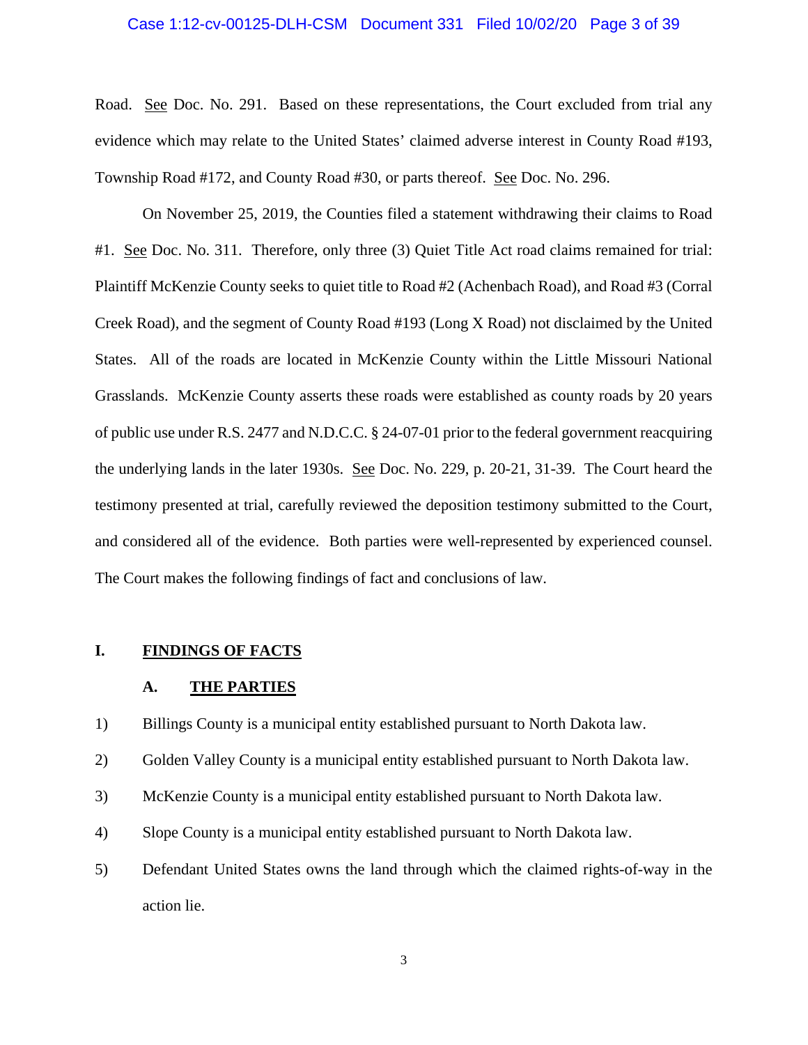Road. See Doc. No. 291. Based on these representations, the Court excluded from trial any evidence which may relate to the United States' claimed adverse interest in County Road #193, Township Road #172, and County Road #30, or parts thereof. See Doc. No. 296.

On November 25, 2019, the Counties filed a statement withdrawing their claims to Road #1. See Doc. No. 311. Therefore, only three (3) Quiet Title Act road claims remained for trial: Plaintiff McKenzie County seeks to quiet title to Road #2 (Achenbach Road), and Road #3 (Corral Creek Road), and the segment of County Road #193 (Long X Road) not disclaimed by the United States. All of the roads are located in McKenzie County within the Little Missouri National Grasslands. McKenzie County asserts these roads were established as county roads by 20 years of public use under R.S. 2477 and N.D.C.C. § 24-07-01 prior to the federal government reacquiring the underlying lands in the later 1930s. See Doc. No. 229, p. 20-21, 31-39. The Court heard the testimony presented at trial, carefully reviewed the deposition testimony submitted to the Court, and considered all of the evidence. Both parties were well-represented by experienced counsel. The Court makes the following findings of fact and conclusions of law.

## I. FINDINGS OF FACTS

### A. THE PARTIES

1) Billings County is a municipal entity established pursuant to North Dakota law.

2) Golden Valley County is a municipal entity established pursuant to North Dakota law.

3) McKenzie County is a municipal entity established pursuant to North Dakota law.

4) Slope County is a municipal entity established pursuant to North Dakota law.

5) Defendant United States owns the land through which the claimed rights-of-way in the action lie.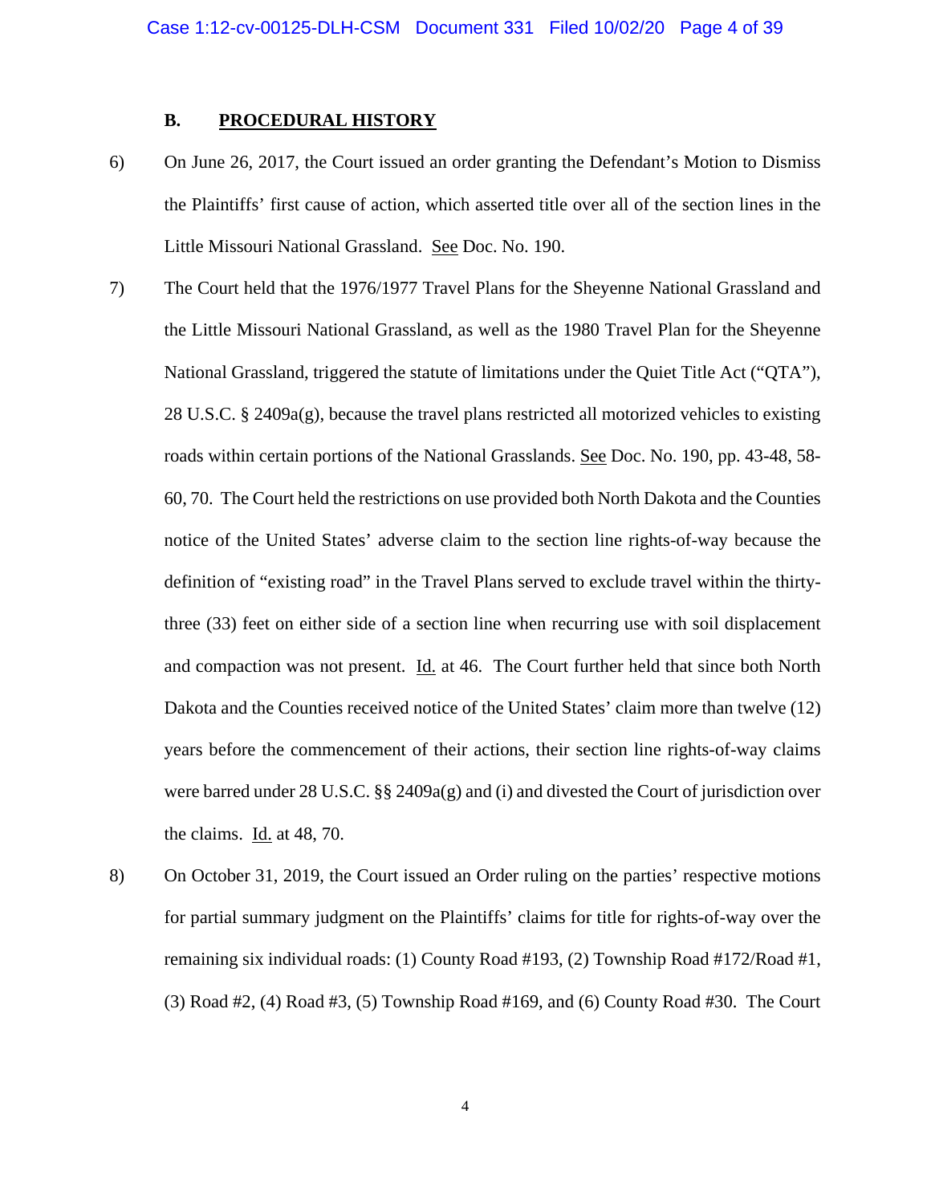### B. PROCEDURAL HISTORY

6) On June 26, 2017, the Court issued an order granting the Defendant's Motion to Dismiss the Plaintiffs' first cause of action, which asserted title over all of the section lines in the Little Missouri National Grassland. See Doc. No. 190.

7) The Court held that the 1976/1977 Travel Plans for the Sheyenne National Grassland and the Little Missouri National Grassland, as well as the 1980 Travel Plan for the Sheyenne National Grassland, triggered the statute of limitations under the Quiet Title Act ("QTA"), 28 U.S.C. § 2409a(g), because the travel plans restricted all motorized vehicles to existing roads within certain portions of the National Grasslands. See Doc. No. 190, pp. 43-48, 58-60, 70. The Court held the restrictions on use provided both North Dakota and the Counties notice of the United States' adverse claim to the section line rights-of-way because the definition of "existing road" in the Travel Plans served to exclude travel within the thirty-three (33) feet on either side of a section line when recurring use with soil displacement and compaction was not present. Id. at 46. The Court further held that since both North Dakota and the Counties received notice of the United States' claim more than twelve (12) years before the commencement of their actions, their section line rights-of-way claims were barred under 28 U.S.C. §§ 2409a(g) and (i) and divested the Court of jurisdiction over the claims. Id. at 48, 70.

8) On October 31, 2019, the Court issued an Order ruling on the parties' respective motions for partial summary judgment on the Plaintiffs' claims for title for rights-of-way over the remaining six individual roads: (1) County Road #193, (2) Township Road #172/Road #1, (3) Road #2, (4) Road #3, (5) Township Road #169, and (6) County Road #30. The Court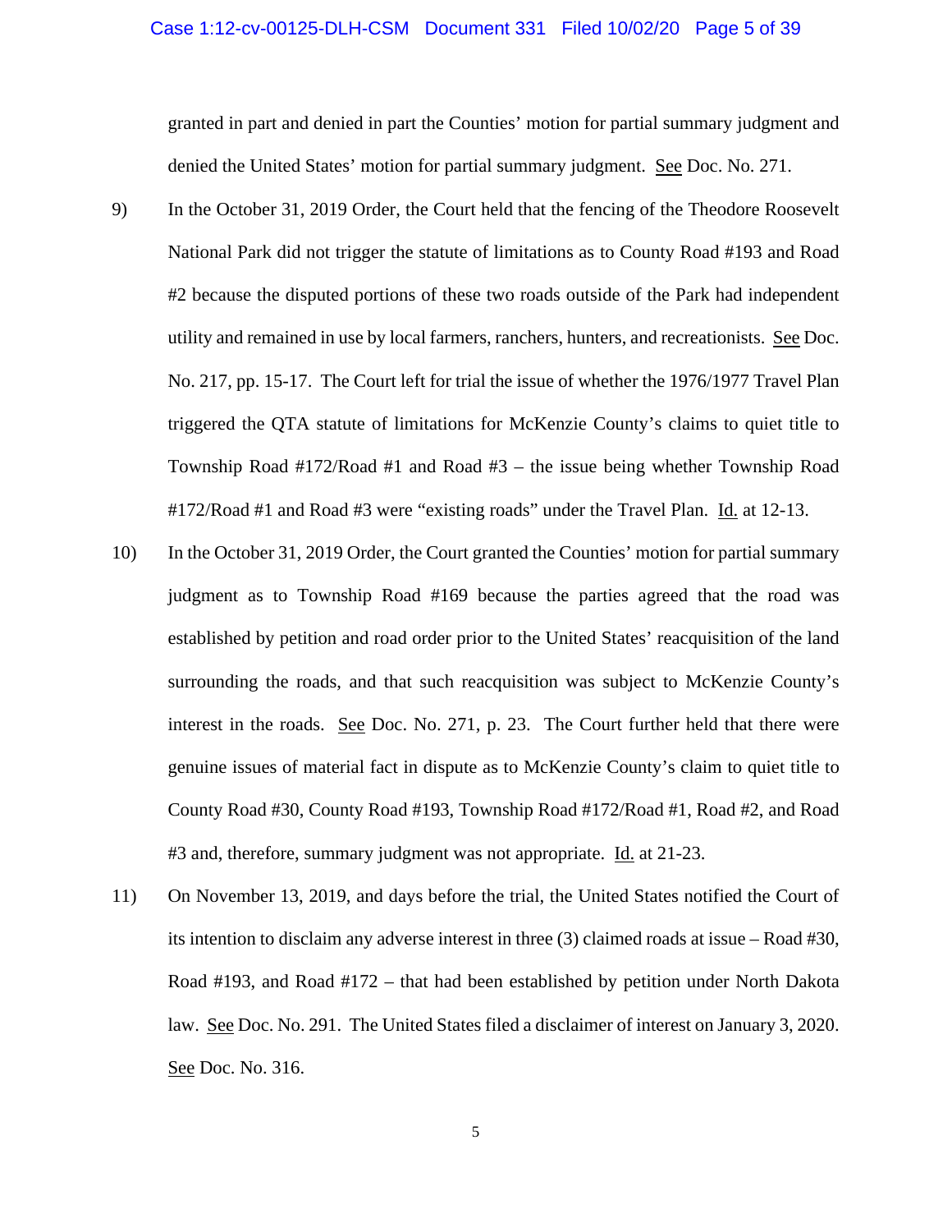granted in part and denied in part the Counties' motion for partial summary judgment and denied the United States' motion for partial summary judgment. See Doc. No. 271.

9) In the October 31, 2019 Order, the Court held that the fencing of the Theodore Roosevelt National Park did not trigger the statute of limitations as to County Road #193 and Road #2 because the disputed portions of these two roads outside of the Park had independent utility and remained in use by local farmers, ranchers, hunters, and recreationists. See Doc. No. 217, pp. 15-17. The Court left for trial the issue of whether the 1976/1977 Travel Plan triggered the QTA statute of limitations for McKenzie County's claims to quiet title to Township Road #172/Road #1 and Road #3 – the issue being whether Township Road #172/Road #1 and Road #3 were "existing roads" under the Travel Plan. Id. at 12-13.

10) In the October 31, 2019 Order, the Court granted the Counties' motion for partial summary judgment as to Township Road #169 because the parties agreed that the road was established by petition and road order prior to the United States' reacquisition of the land surrounding the roads, and that such reacquisition was subject to McKenzie County's interest in the roads. See Doc. No. 271, p. 23. The Court further held that there were genuine issues of material fact in dispute as to McKenzie County's claim to quiet title to County Road #30, County Road #193, Township Road #172/Road #1, Road #2, and Road #3 and, therefore, summary judgment was not appropriate. Id. at 21-23.

11) On November 13, 2019, and days before the trial, the United States notified the Court of its intention to disclaim any adverse interest in three (3) claimed roads at issue – Road #30, Road #193, and Road #172 – that had been established by petition under North Dakota law. See Doc. No. 291. The United States filed a disclaimer of interest on January 3, 2020. See Doc. No. 316.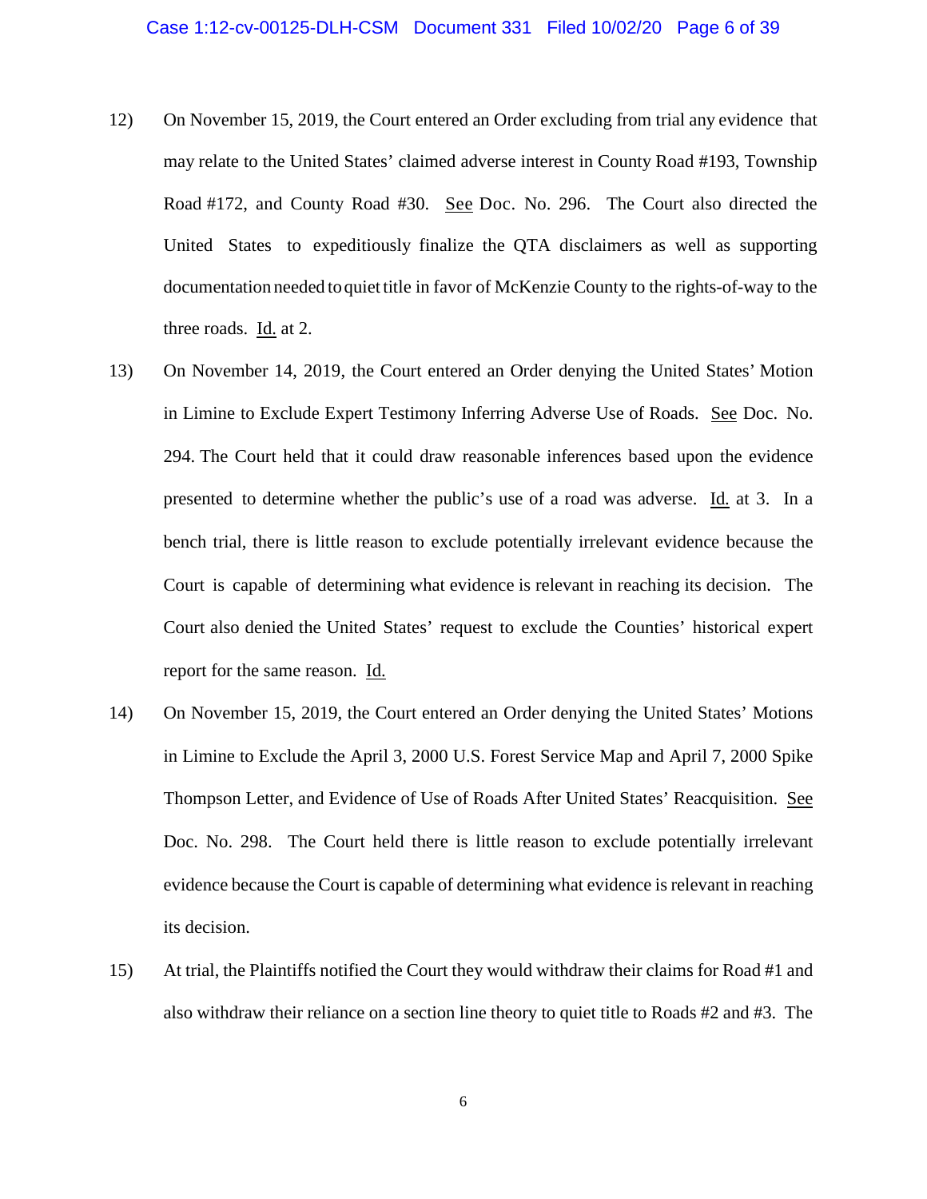12) On November 15, 2019, the Court entered an Order excluding from trial any evidence that may relate to the United States' claimed adverse interest in County Road #193, Township Road #172, and County Road #30. See Doc. No. 296. The Court also directed the United States to expeditiously finalize the QTA disclaimers as well as supporting documentation needed to quiet title in favor of McKenzie County to the rights-of-way to the three roads. Id. at 2.

13) On November 14, 2019, the Court entered an Order denying the United States' Motion in Limine to Exclude Expert Testimony Inferring Adverse Use of Roads. See Doc. No. 294. The Court held that it could draw reasonable inferences based upon the evidence presented to determine whether the public's use of a road was adverse. Id. at 3. In a bench trial, there is little reason to exclude potentially irrelevant evidence because the Court is capable of determining what evidence is relevant in reaching its decision. The Court also denied the United States' request to exclude the Counties' historical expert report for the same reason. Id.

14) On November 15, 2019, the Court entered an Order denying the United States' Motions in Limine to Exclude the April 3, 2000 U.S. Forest Service Map and April 7, 2000 Spike Thompson Letter, and Evidence of Use of Roads After United States' Reacquisition. See Doc. No. 298. The Court held there is little reason to exclude potentially irrelevant evidence because the Court is capable of determining what evidence is relevant in reaching its decision.

15) At trial, the Plaintiffs notified the Court they would withdraw their claims for Road #1 and also withdraw their reliance on a section line theory to quiet title to Roads #2 and #3. The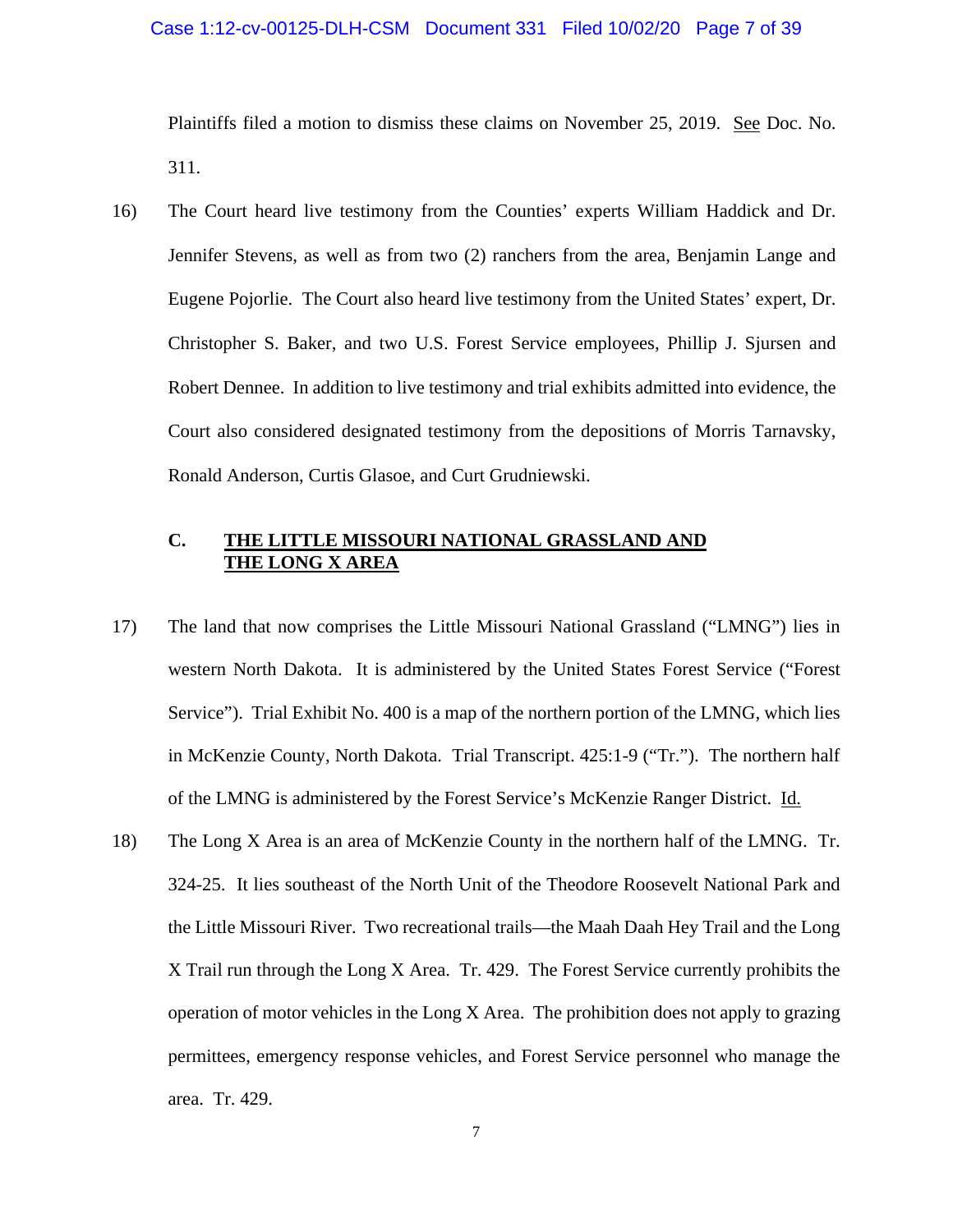Plaintiffs filed a motion to dismiss these claims on November 25, 2019. See Doc. No. 311.

16) The Court heard live testimony from the Counties' experts William Haddick and Dr. Jennifer Stevens, as well as from two (2) ranchers from the area, Benjamin Lange and Eugene Pojorlie. The Court also heard live testimony from the United States' expert, Dr. Christopher S. Baker, and two U.S. Forest Service employees, Phillip J. Sjursen and Robert Dennee. In addition to live testimony and trial exhibits admitted into evidence, the Court also considered designated testimony from the depositions of Morris Tarnavsky, Ronald Anderson, Curtis Glasoe, and Curt Grudniewski.

### C. THE LITTLE MISSOURI NATIONAL GRASSLAND AND THE LONG X AREA

17) The land that now comprises the Little Missouri National Grassland ("LMNG") lies in western North Dakota. It is administered by the United States Forest Service ("Forest Service"). Trial Exhibit No. 400 is a map of the northern portion of the LMNG, which lies in McKenzie County, North Dakota. Trial Transcript. 425:1-9 ("Tr."). The northern half of the LMNG is administered by the Forest Service's McKenzie Ranger District. Id.

18) The Long X Area is an area of McKenzie County in the northern half of the LMNG. Tr. 324-25. It lies southeast of the North Unit of the Theodore Roosevelt National Park and the Little Missouri River. Two recreational trails—the Maah Daah Hey Trail and the Long X Trail run through the Long X Area. Tr. 429. The Forest Service currently prohibits the operation of motor vehicles in the Long X Area. The prohibition does not apply to grazing permittees, emergency response vehicles, and Forest Service personnel who manage the area. Tr. 429.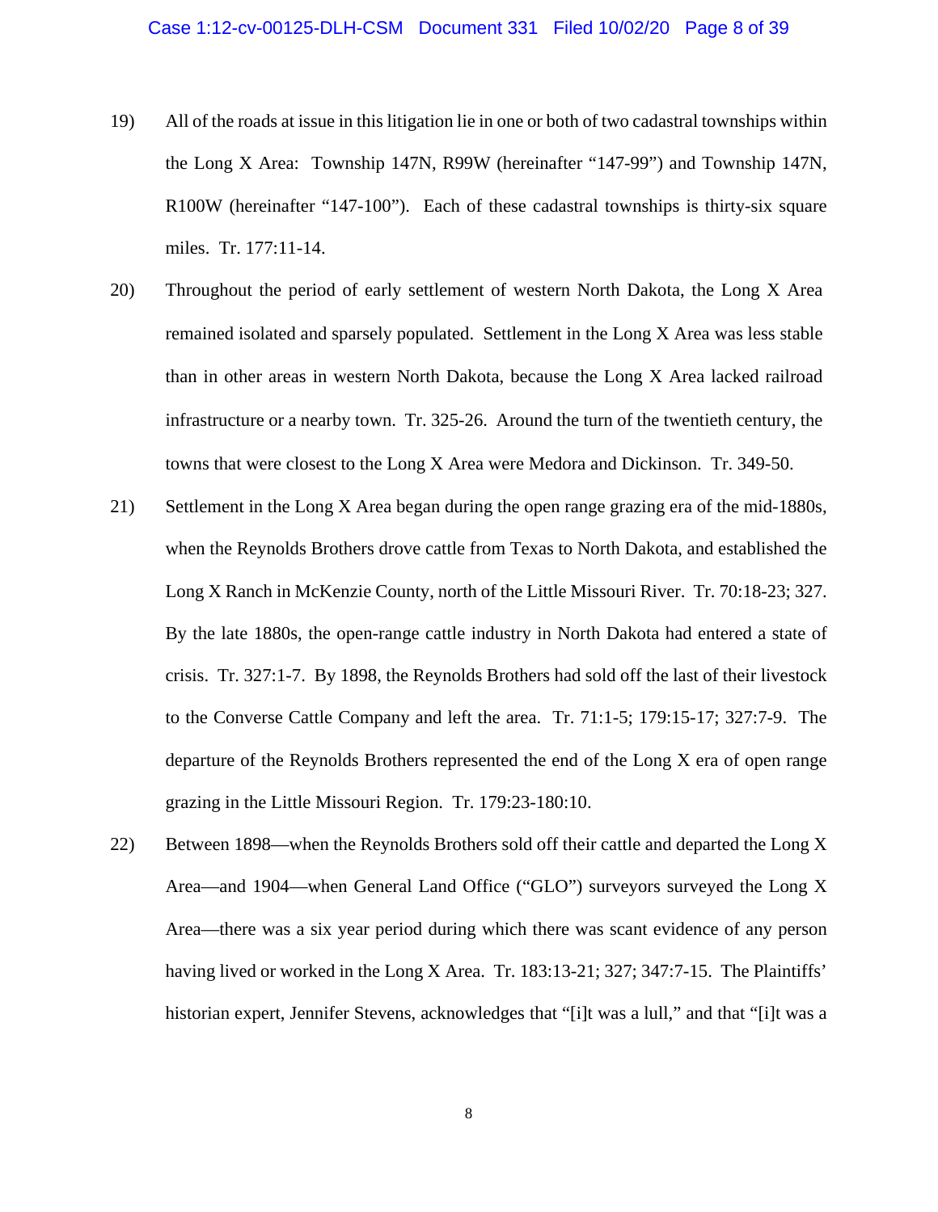19) All of the roads at issue in this litigation lie in one or both of two cadastral townships within the Long X Area: Township 147N, R99W (hereinafter "147-99") and Township 147N, R100W (hereinafter "147-100"). Each of these cadastral townships is thirty-six square miles. Tr. 177:11-14.

20) Throughout the period of early settlement of western North Dakota, the Long X Area remained isolated and sparsely populated. Settlement in the Long X Area was less stable than in other areas in western North Dakota, because the Long X Area lacked railroad infrastructure or a nearby town. Tr. 325-26. Around the turn of the twentieth century, the towns that were closest to the Long X Area were Medora and Dickinson. Tr. 349-50.

21) Settlement in the Long X Area began during the open range grazing era of the mid-1880s, when the Reynolds Brothers drove cattle from Texas to North Dakota, and established the Long X Ranch in McKenzie County, north of the Little Missouri River. Tr. 70:18-23; 327. By the late 1880s, the open-range cattle industry in North Dakota had entered a state of crisis. Tr. 327:1-7. By 1898, the Reynolds Brothers had sold off the last of their livestock to the Converse Cattle Company and left the area. Tr. 71:1-5; 179:15-17; 327:7-9. The departure of the Reynolds Brothers represented the end of the Long X era of open range grazing in the Little Missouri Region. Tr. 179:23-180:10.

22) Between 1898—when the Reynolds Brothers sold off their cattle and departed the Long X Area—and 1904—when General Land Office ("GLO") surveyors surveyed the Long X Area—there was a six year period during which there was scant evidence of any person having lived or worked in the Long X Area. Tr. 183:13-21; 327; 347:7-15. The Plaintiffs' historian expert, Jennifer Stevens, acknowledges that "[i]t was a lull," and that "[i]t was a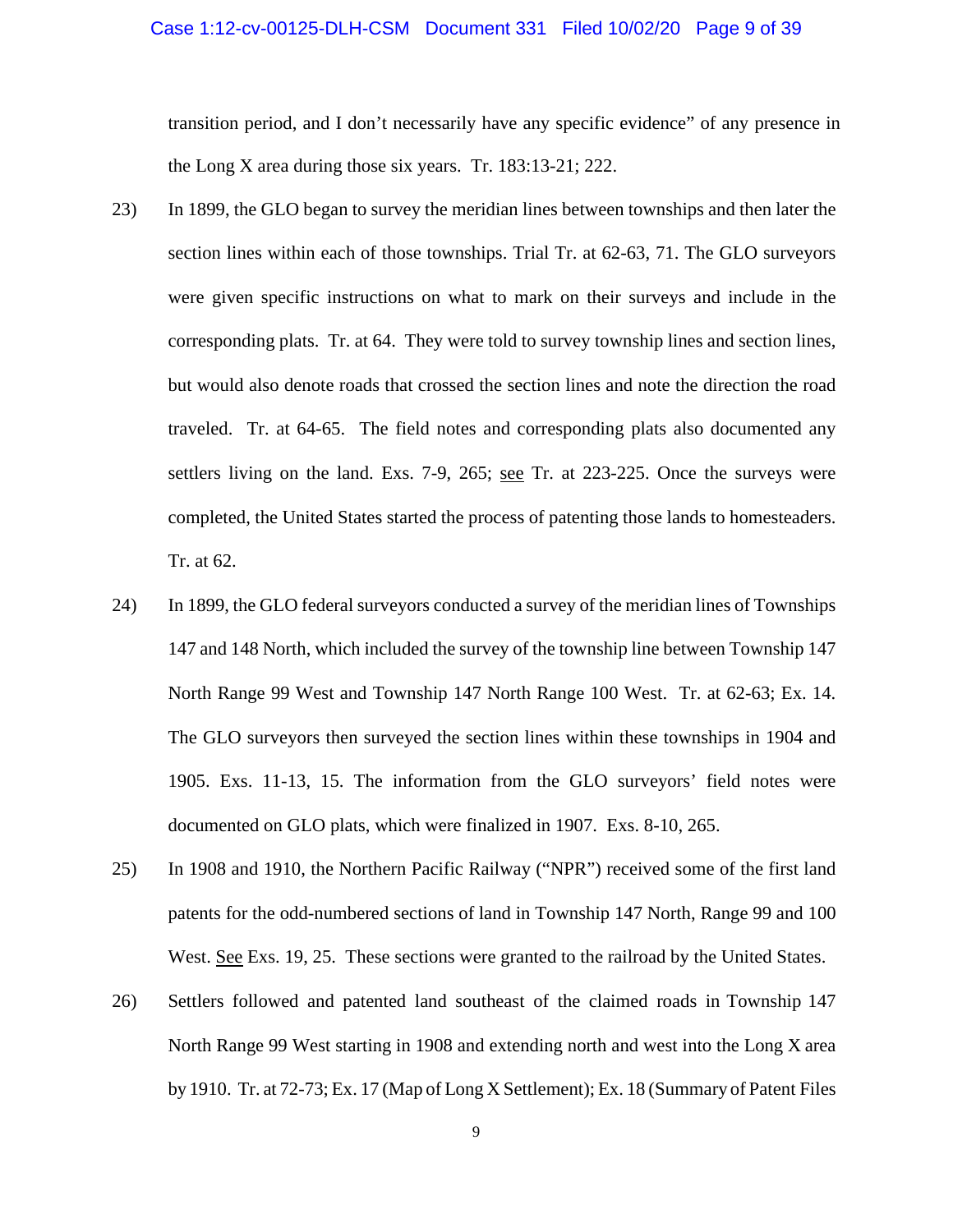transition period, and I don't necessarily have any specific evidence" of any presence in the Long X area during those six years. Tr. 183:13-21; 222.

23) In 1899, the GLO began to survey the meridian lines between townships and then later the section lines within each of those townships. Trial Tr. at 62-63, 71. The GLO surveyors were given specific instructions on what to mark on their surveys and include in the corresponding plats. Tr. at 64. They were told to survey township lines and section lines, but would also denote roads that crossed the section lines and note the direction the road traveled. Tr. at 64-65. The field notes and corresponding plats also documented any settlers living on the land. Exs. 7-9, 265; see Tr. at 223-225. Once the surveys were completed, the United States started the process of patenting those lands to homesteaders. Tr. at 62.

24) In 1899, the GLO federal surveyors conducted a survey of the meridian lines of Townships 147 and 148 North, which included the survey of the township line between Township 147 North Range 99 West and Township 147 North Range 100 West. Tr. at 62-63; Ex. 14. The GLO surveyors then surveyed the section lines within these townships in 1904 and 1905. Exs. 11-13, 15. The information from the GLO surveyors' field notes were documented on GLO plats, which were finalized in 1907. Exs. 8-10, 265.

25) In 1908 and 1910, the Northern Pacific Railway ("NPR") received some of the first land patents for the odd-numbered sections of land in Township 147 North, Range 99 and 100 West. See Exs. 19, 25. These sections were granted to the railroad by the United States.

26) Settlers followed and patented land southeast of the claimed roads in Township 147 North Range 99 West starting in 1908 and extending north and west into the Long X area by 1910. Tr. at 72-73; Ex. 17 (Map of Long X Settlement); Ex. 18 (Summary of Patent Files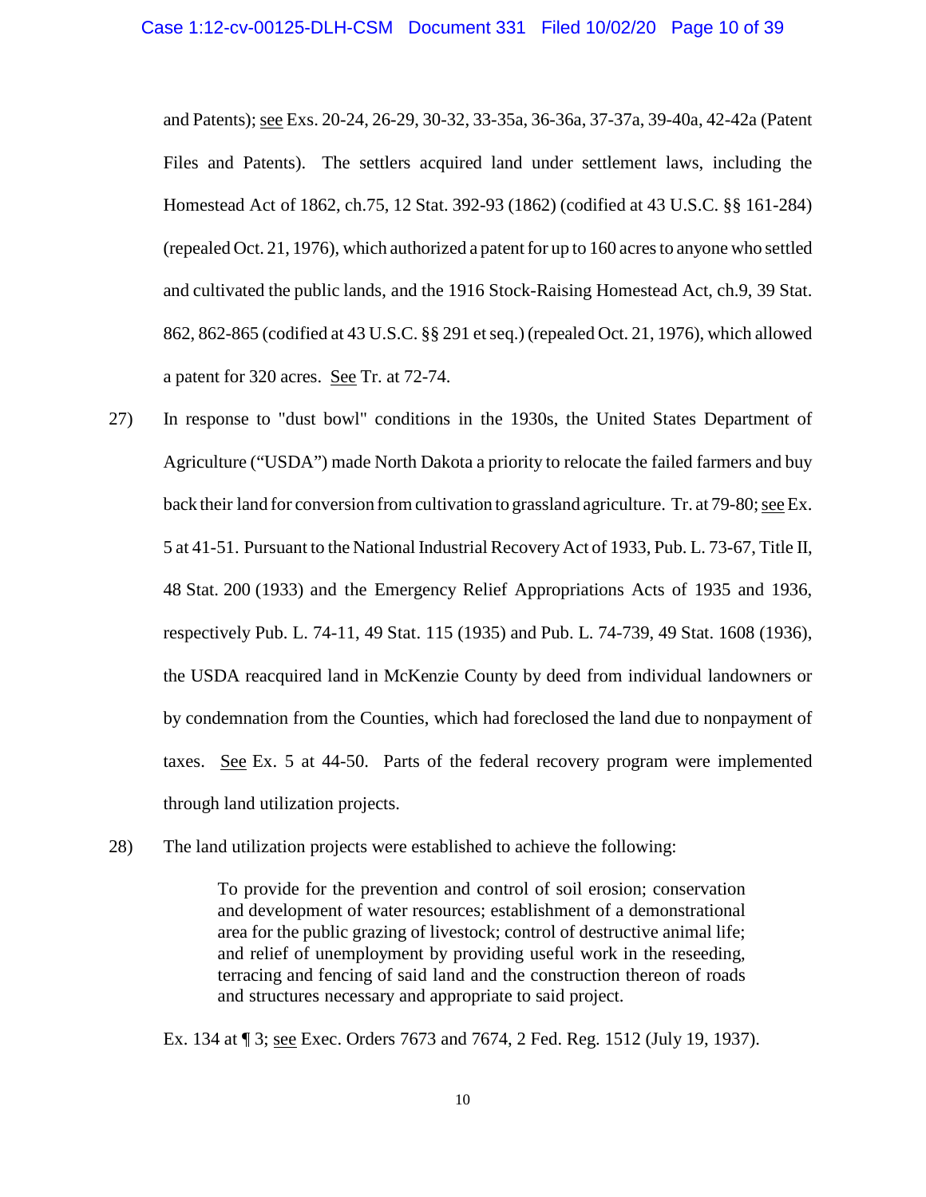and Patents); see Exs. 20-24, 26-29, 30-32, 33-35a, 36-36a, 37-37a, 39-40a, 42-42a (Patent Files and Patents). The settlers acquired land under settlement laws, including the Homestead Act of 1862, ch.75, 12 Stat. 392-93 (1862) (codified at 43 U.S.C. §§ 161-284) (repealed Oct. 21, 1976), which authorized a patent for up to 160 acres to anyone who settled and cultivated the public lands, and the 1916 Stock-Raising Homestead Act, ch.9, 39 Stat. 862, 862-865 (codified at 43 U.S.C. §§ 291 et seq.) (repealed Oct. 21, 1976), which allowed a patent for 320 acres. See Tr. at 72-74.

27) In response to "dust bowl" conditions in the 1930s, the United States Department of Agriculture ("USDA") made North Dakota a priority to relocate the failed farmers and buy back their land for conversion from cultivation to grassland agriculture. Tr. at 79-80; see Ex. 5 at 41-51. Pursuant to the National Industrial Recovery Act of 1933, Pub. L. 73-67, Title II, 48 Stat. 200 (1933) and the Emergency Relief Appropriations Acts of 1935 and 1936, respectively Pub. L. 74-11, 49 Stat. 115 (1935) and Pub. L. 74-739, 49 Stat. 1608 (1936), the USDA reacquired land in McKenzie County by deed from individual landowners or by condemnation from the Counties, which had foreclosed the land due to nonpayment of taxes. See Ex. 5 at 44-50. Parts of the federal recovery program were implemented through land utilization projects.

28) The land utilization projects were established to achieve the following:

> To provide for the prevention and control of soil erosion; conservation and development of water resources; establishment of a demonstrational area for the public grazing of livestock; control of destructive animal life; and relief of unemployment by providing useful work in the reseeding, terracing and fencing of said land and the construction thereon of roads and structures necessary and appropriate to said project.

Ex. 134 at ¶ 3; see Exec. Orders 7673 and 7674, 2 Fed. Reg. 1512 (July 19, 1937).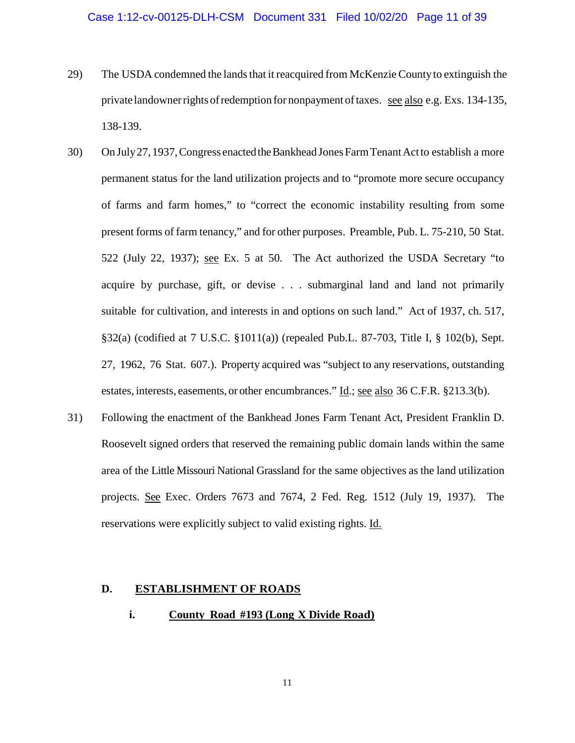29) The USDA condemned the lands that it reacquired from McKenzie County to extinguish the private landowner rights of redemption for nonpayment of taxes. see also e.g. Exs. 134-135, 138-139.

30) On July 27, 1937, Congress enacted the Bankhead Jones Farm Tenant Act to establish a more permanent status for the land utilization projects and to "promote more secure occupancy of farms and farm homes," to "correct the economic instability resulting from some present forms of farm tenancy," and for other purposes. Preamble, Pub. L. 75-210, 50 Stat. 522 (July 22, 1937); see Ex. 5 at 50. The Act authorized the USDA Secretary "to acquire by purchase, gift, or devise . . . submarginal land and land not primarily suitable for cultivation, and interests in and options on such land." Act of 1937, ch. 517, §32(a) (codified at 7 U.S.C. §1011(a)) (repealed Pub.L. 87-703, Title I, § 102(b), Sept. 27, 1962, 76 Stat. 607.). Property acquired was "subject to any reservations, outstanding estates, interests, easements, or other encumbrances." Id.; see also 36 C.F.R. §213.3(b).

31) Following the enactment of the Bankhead Jones Farm Tenant Act, President Franklin D. Roosevelt signed orders that reserved the remaining public domain lands within the same area of the Little Missouri National Grassland for the same objectives as the land utilization projects. See Exec. Orders 7673 and 7674, 2 Fed. Reg. 1512 (July 19, 1937). The reservations were explicitly subject to valid existing rights. Id.

## D. ESTABLISHMENT OF ROADS

### i. County Road #193 (Long X Divide Road)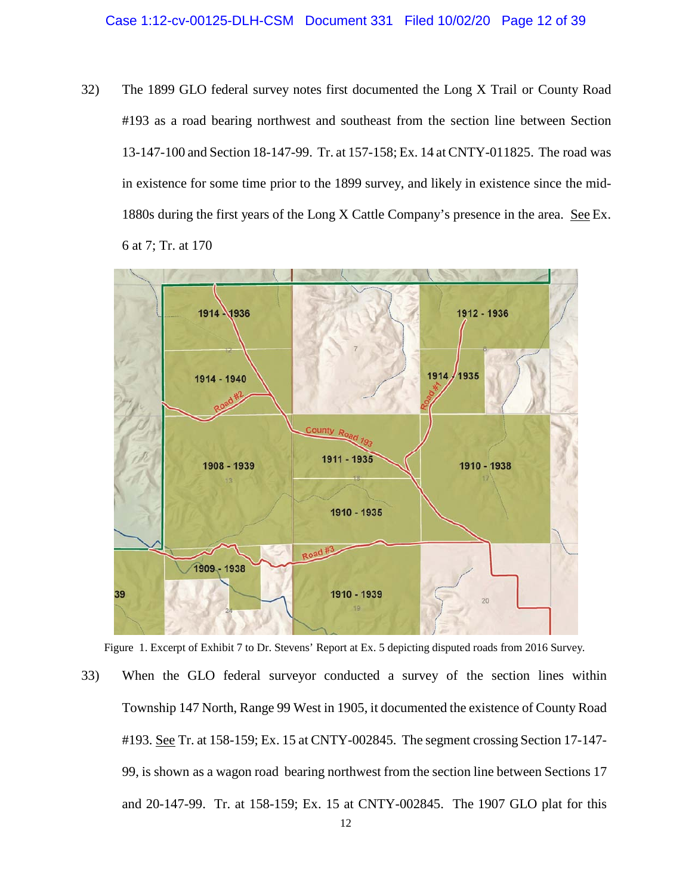32) The 1899 GLO federal survey notes first documented the Long X Trail or County Road #193 as a road bearing northwest and southeast from the section line between Section 13-147-100 and Section 18-147-99. Tr. at 157-158; Ex. 14 at CNTY-011825. The road was in existence for some time prior to the 1899 survey, and likely in existence since the mid-1880s during the first years of the Long X Cattle Company's presence in the area. See Ex. 6 at 7; Tr. at 170

Figure 1. Excerpt of Exhibit 7 to Dr. Stevens' Report at Ex. 5 depicting disputed roads from 2016 Survey.

33) When the GLO federal surveyor conducted a survey of the section lines within Township 147 North, Range 99 West in 1905, it documented the existence of County Road #193. See Tr. at 158-159; Ex. 15 at CNTY-002845. The segment crossing Section 17-147-99, is shown as a wagon road bearing northwest from the section line between Sections 17 and 20-147-99. Tr. at 158-159; Ex. 15 at CNTY-002845. The 1907 GLO plat for this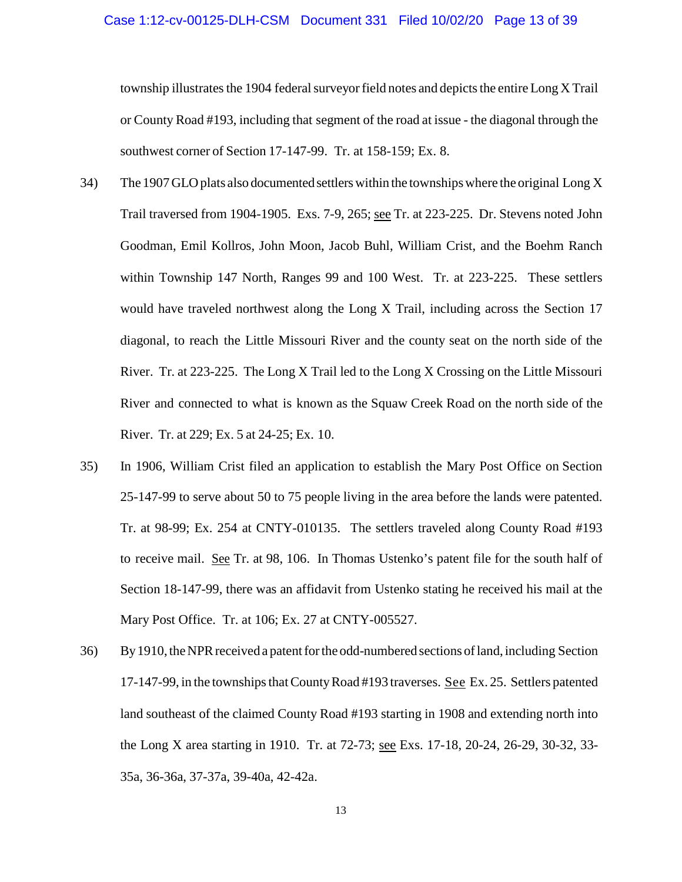township illustrates the 1904 federal surveyor field notes and depicts the entire Long X Trail or County Road #193, including that segment of the road at issue - the diagonal through the southwest corner of Section 17-147-99. Tr. at 158-159; Ex. 8.

34) The 1907 GLO plats also documented settlers within the townships where the original Long X Trail traversed from 1904-1905. Exs. 7-9, 265; see Tr. at 223-225. Dr. Stevens noted John Goodman, Emil Kollros, John Moon, Jacob Buhl, William Crist, and the Boehm Ranch within Township 147 North, Ranges 99 and 100 West. Tr. at 223-225. These settlers would have traveled northwest along the Long X Trail, including across the Section 17 diagonal, to reach the Little Missouri River and the county seat on the north side of the River. Tr. at 223-225. The Long X Trail led to the Long X Crossing on the Little Missouri River and connected to what is known as the Squaw Creek Road on the north side of the River. Tr. at 229; Ex. 5 at 24-25; Ex. 10.

35) In 1906, William Crist filed an application to establish the Mary Post Office on Section 25-147-99 to serve about 50 to 75 people living in the area before the lands were patented. Tr. at 98-99; Ex. 254 at CNTY-010135. The settlers traveled along County Road #193 to receive mail. See Tr. at 98, 106. In Thomas Ustenko's patent file for the south half of Section 18-147-99, there was an affidavit from Ustenko stating he received his mail at the Mary Post Office. Tr. at 106; Ex. 27 at CNTY-005527.

36) By 1910, the NPR received a patent for the odd-numbered sections of land, including Section 17-147-99, in the townships that County Road #193 traverses. See Ex. 25. Settlers patented land southeast of the claimed County Road #193 starting in 1908 and extending north into the Long X area starting in 1910. Tr. at 72-73; see Exs. 17-18, 20-24, 26-29, 30-32, 33-35a, 36-36a, 37-37a, 39-40a, 42-42a.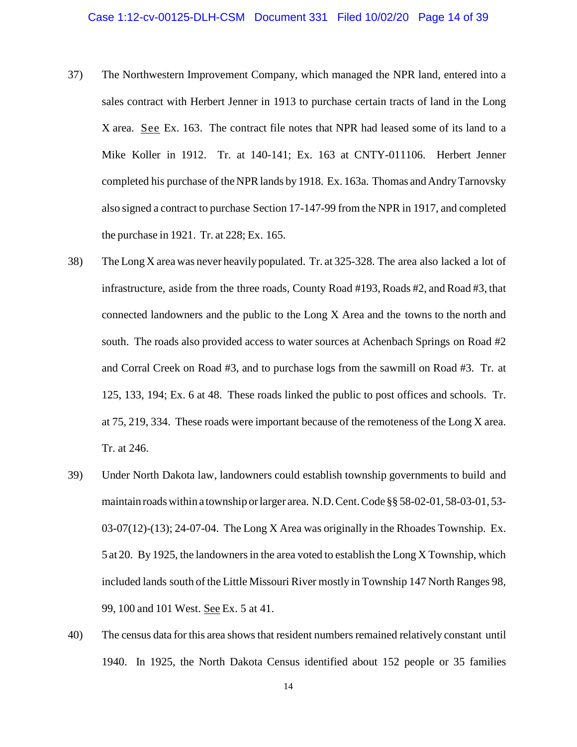37) The Northwestern Improvement Company, which managed the NPR land, entered into a sales contract with Herbert Jenner in 1913 to purchase certain tracts of land in the Long X area. See Ex. 163. The contract file notes that NPR had leased some of its land to a Mike Koller in 1912. Tr. at 140-141; Ex. 163 at CNTY-011106. Herbert Jenner completed his purchase of the NPR lands by 1918. Ex. 163a. Thomas and Andry Tarnovsky also signed a contract to purchase Section 17-147-99 from the NPR in 1917, and completed the purchase in 1921. Tr. at 228; Ex. 165.

38) The Long X area was never heavily populated. Tr. at 325-328. The area also lacked a lot of infrastructure, aside from the three roads, County Road #193, Roads #2, and Road #3, that connected landowners and the public to the Long X Area and the towns to the north and south. The roads also provided access to water sources at Achenbach Springs on Road #2 and Corral Creek on Road #3, and to purchase logs from the sawmill on Road #3. Tr. at 125, 133, 194; Ex. 6 at 48. These roads linked the public to post offices and schools. Tr. at 75, 219, 334. These roads were important because of the remoteness of the Long X area. Tr. at 246.

39) Under North Dakota law, landowners could establish township governments to build and maintain roads within a township or larger area. N.D. Cent. Code §§ 58-02-01, 58-03-01, 53-03-07(12)-(13); 24-07-04. The Long X Area was originally in the Rhoades Township. Ex. 5 at 20. By 1925, the landowners in the area voted to establish the Long X Township, which included lands south of the Little Missouri River mostly in Township 147 North Ranges 98, 99, 100 and 101 West. See Ex. 5 at 41.

40) The census data for this area shows that resident numbers remained relatively constant until 1940. In 1925, the North Dakota Census identified about 152 people or 35 families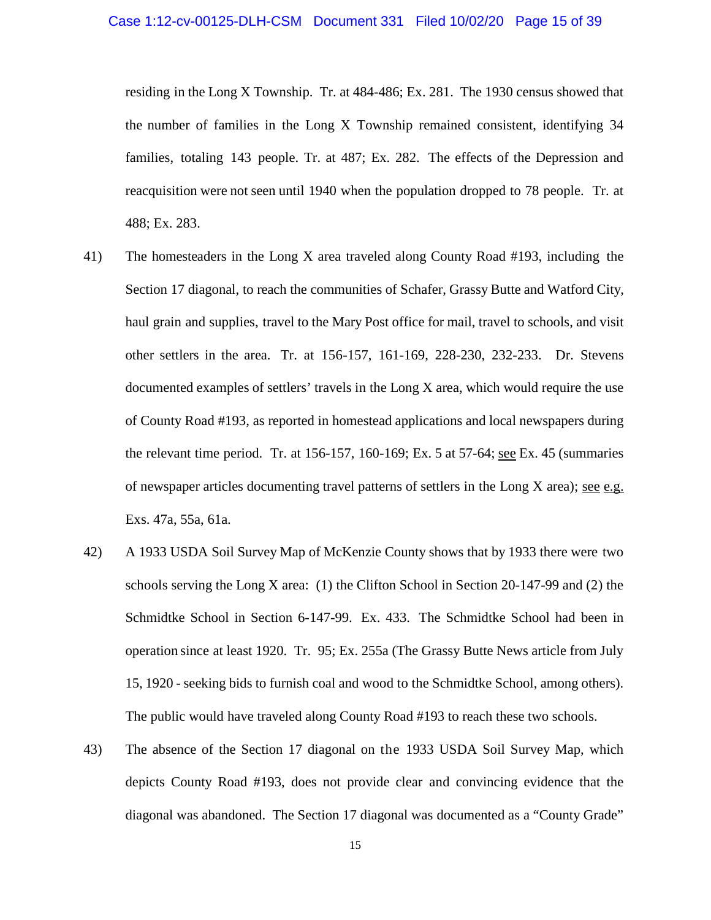residing in the Long X Township. Tr. at 484-486; Ex. 281. The 1930 census showed that the number of families in the Long X Township remained consistent, identifying 34 families, totaling 143 people. Tr. at 487; Ex. 282. The effects of the Depression and reacquisition were not seen until 1940 when the population dropped to 78 people. Tr. at 488; Ex. 283.

41) The homesteaders in the Long X area traveled along County Road #193, including the Section 17 diagonal, to reach the communities of Schafer, Grassy Butte and Watford City, haul grain and supplies, travel to the Mary Post office for mail, travel to schools, and visit other settlers in the area. Tr. at 156-157, 161-169, 228-230, 232-233. Dr. Stevens documented examples of settlers' travels in the Long X area, which would require the use of County Road #193, as reported in homestead applications and local newspapers during the relevant time period. Tr. at 156-157, 160-169; Ex. 5 at 57-64; see Ex. 45 (summaries of newspaper articles documenting travel patterns of settlers in the Long X area); see e.g. Exs. 47a, 55a, 61a.

42) A 1933 USDA Soil Survey Map of McKenzie County shows that by 1933 there were two schools serving the Long X area: (1) the Clifton School in Section 20-147-99 and (2) the Schmidtke School in Section 6-147-99. Ex. 433. The Schmidtke School had been in operation since at least 1920. Tr. 95; Ex. 255a (The Grassy Butte News article from July 15, 1920 - seeking bids to furnish coal and wood to the Schmidtke School, among others). The public would have traveled along County Road #193 to reach these two schools.

43) The absence of the Section 17 diagonal on the 1933 USDA Soil Survey Map, which depicts County Road #193, does not provide clear and convincing evidence that the diagonal was abandoned. The Section 17 diagonal was documented as a "County Grade"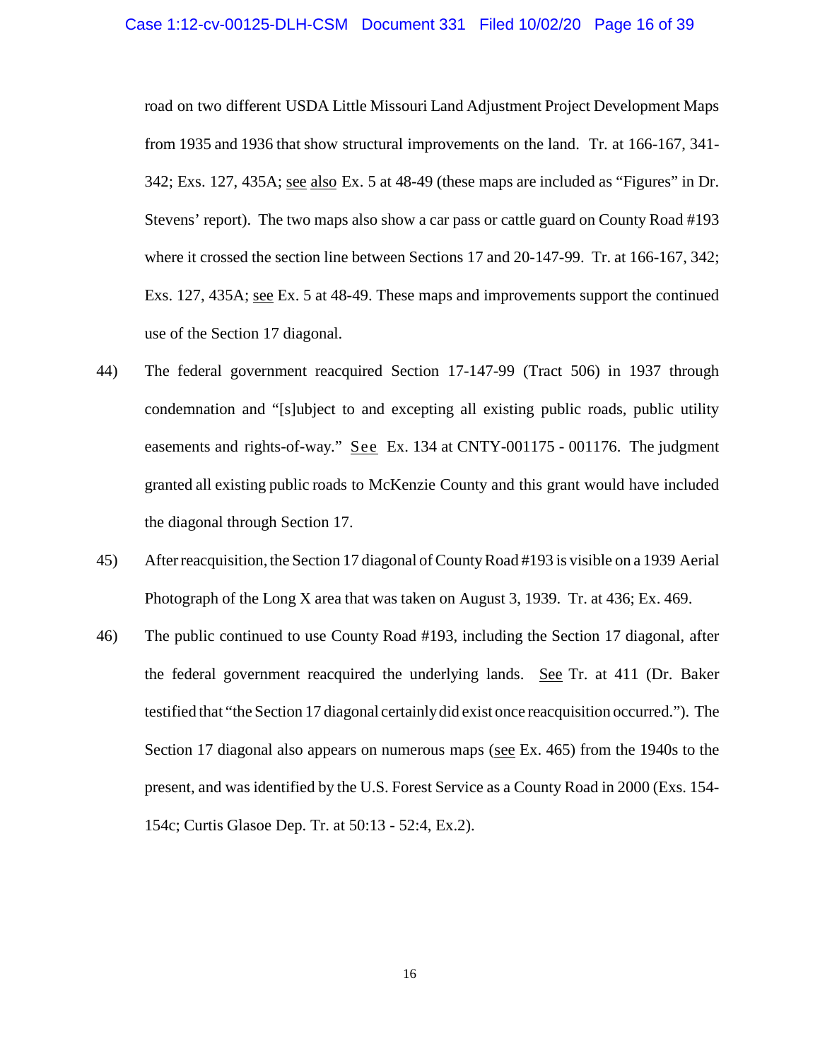road on two different USDA Little Missouri Land Adjustment Project Development Maps from 1935 and 1936 that show structural improvements on the land. Tr. at 166-167, 341-342; Exs. 127, 435A; see also Ex. 5 at 48-49 (these maps are included as "Figures" in Dr. Stevens' report). The two maps also show a car pass or cattle guard on County Road #193 where it crossed the section line between Sections 17 and 20-147-99. Tr. at 166-167, 342; Exs. 127, 435A; see Ex. 5 at 48-49. These maps and improvements support the continued use of the Section 17 diagonal.

44) The federal government reacquired Section 17-147-99 (Tract 506) in 1937 through condemnation and "[s]ubject to and excepting all existing public roads, public utility easements and rights-of-way." See Ex. 134 at CNTY-001175 - 001176. The judgment granted all existing public roads to McKenzie County and this grant would have included the diagonal through Section 17.

45) After reacquisition, the Section 17 diagonal of County Road #193 is visible on a 1939 Aerial Photograph of the Long X area that was taken on August 3, 1939. Tr. at 436; Ex. 469.

46) The public continued to use County Road #193, including the Section 17 diagonal, after the federal government reacquired the underlying lands. See Tr. at 411 (Dr. Baker testified that "the Section 17 diagonal certainly did exist once reacquisition occurred."). The Section 17 diagonal also appears on numerous maps (see Ex. 465) from the 1940s to the present, and was identified by the U.S. Forest Service as a County Road in 2000 (Exs. 154-154c; Curtis Glasoe Dep. Tr. at 50:13 - 52:4, Ex.2).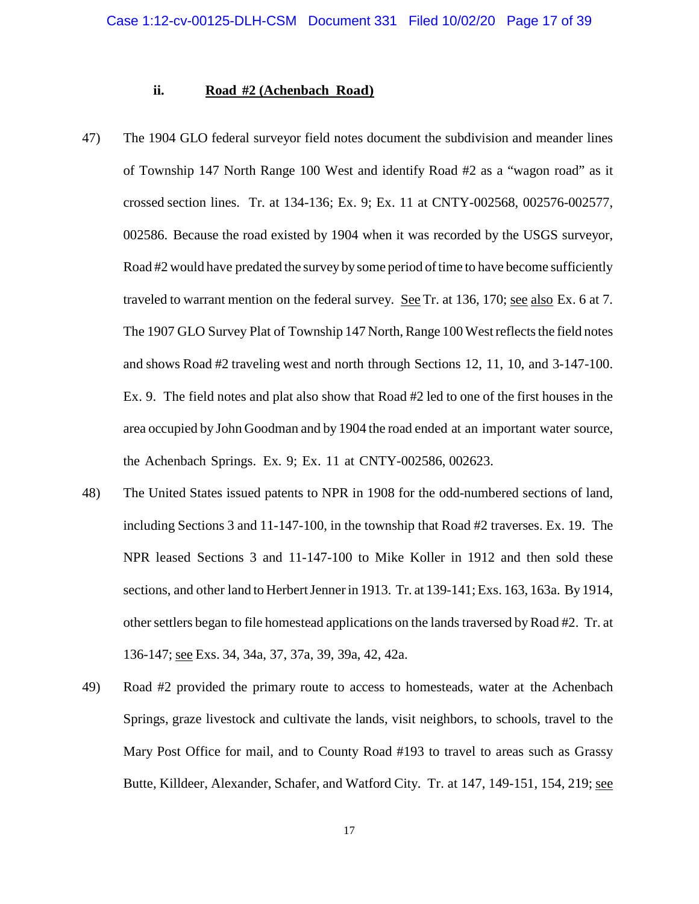### ii. <u>Road #2 (Achenbach Road)</u>

47) The 1904 GLO federal surveyor field notes document the subdivision and meander lines of Township 147 North Range 100 West and identify Road #2 as a "wagon road" as it crossed section lines. Tr. at 134-136; Ex. 9; Ex. 11 at CNTY-002568, 002576-002577, 002586. Because the road existed by 1904 when it was recorded by the USGS surveyor, Road #2 would have predated the survey by some period of time to have become sufficiently traveled to warrant mention on the federal survey. <u>See</u> Tr. at 136, 170; <u>see</u> <u>also</u> Ex. 6 at 7. The 1907 GLO Survey Plat of Township 147 North, Range 100 West reflects the field notes and shows Road #2 traveling west and north through Sections 12, 11, 10, and 3-147-100. Ex. 9. The field notes and plat also show that Road #2 led to one of the first houses in the area occupied by John Goodman and by 1904 the road ended at an important water source, the Achenbach Springs. Ex. 9; Ex. 11 at CNTY-002586, 002623.

48) The United States issued patents to NPR in 1908 for the odd-numbered sections of land, including Sections 3 and 11-147-100, in the township that Road #2 traverses. Ex. 19. The NPR leased Sections 3 and 11-147-100 to Mike Koller in 1912 and then sold these sections, and other land to Herbert Jenner in 1913. Tr. at 139-141; Exs. 163, 163a. By 1914, other settlers began to file homestead applications on the lands traversed by Road #2. Tr. at 136-147; <u>see</u> Exs. 34, 34a, 37, 37a, 39, 39a, 42, 42a.

49) Road #2 provided the primary route to access to homesteads, water at the Achenbach Springs, graze livestock and cultivate the lands, visit neighbors, to schools, travel to the Mary Post Office for mail, and to County Road #193 to travel to areas such as Grassy Butte, Killdeer, Alexander, Schafer, and Watford City. Tr. at 147, 149-151, 154, 219; <u>see</u>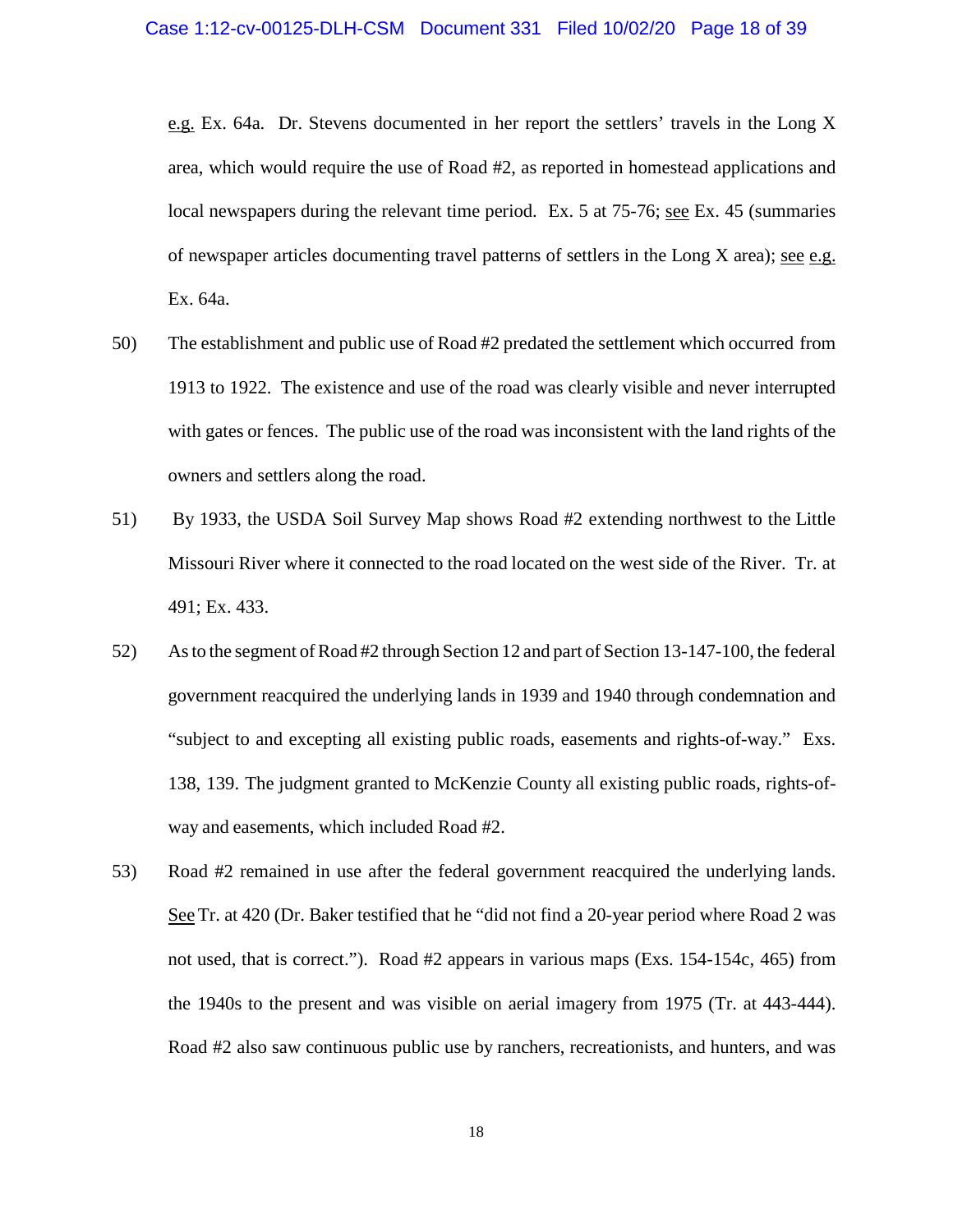e.g. Ex. 64a. Dr. Stevens documented in her report the settlers' travels in the Long X area, which would require the use of Road #2, as reported in homestead applications and local newspapers during the relevant time period. Ex. 5 at 75-76; see Ex. 45 (summaries of newspaper articles documenting travel patterns of settlers in the Long X area); see e.g. Ex. 64a.

50) The establishment and public use of Road #2 predated the settlement which occurred from 1913 to 1922. The existence and use of the road was clearly visible and never interrupted with gates or fences. The public use of the road was inconsistent with the land rights of the owners and settlers along the road.

51) By 1933, the USDA Soil Survey Map shows Road #2 extending northwest to the Little Missouri River where it connected to the road located on the west side of the River. Tr. at 491; Ex. 433.

52) As to the segment of Road #2 through Section 12 and part of Section 13-147-100, the federal government reacquired the underlying lands in 1939 and 1940 through condemnation and "subject to and excepting all existing public roads, easements and rights-of-way." Exs. 138, 139. The judgment granted to McKenzie County all existing public roads, rights-of-way and easements, which included Road #2.

53) Road #2 remained in use after the federal government reacquired the underlying lands. See Tr. at 420 (Dr. Baker testified that he "did not find a 20-year period where Road 2 was not used, that is correct."). Road #2 appears in various maps (Exs. 154-154c, 465) from the 1940s to the present and was visible on aerial imagery from 1975 (Tr. at 443-444). Road #2 also saw continuous public use by ranchers, recreationists, and hunters, and was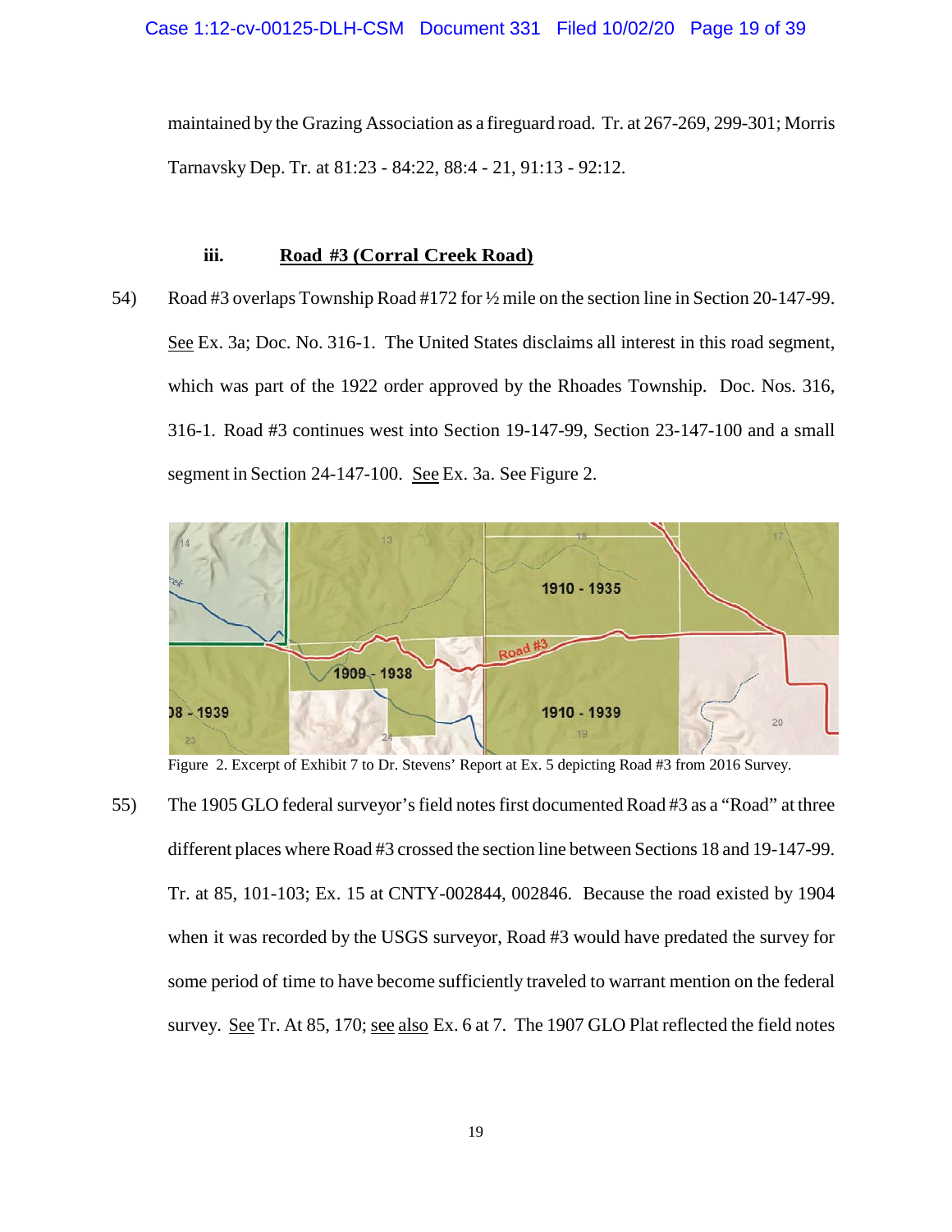maintained by the Grazing Association as a fireguard road. Tr. at 267-269, 299-301; Morris Tarnavsky Dep. Tr. at 81:23 - 84:22, 88:4 - 21, 91:13 - 92:12.

### iii. Road #3 (Corral Creek Road)

54) Road #3 overlaps Township Road #172 for ½ mile on the section line in Section 20-147-99. See Ex. 3a; Doc. No. 316-1. The United States disclaims all interest in this road segment, which was part of the 1922 order approved by the Rhoades Township. Doc. Nos. 316, 316-1. Road #3 continues west into Section 19-147-99, Section 23-147-100 and a small segment in Section 24-147-100. See Ex. 3a. See Figure 2.

Figure 2. Excerpt of Exhibit 7 to Dr. Stevens' Report at Ex. 5 depicting Road #3 from 2016 Survey.

55) The 1905 GLO federal surveyor's field notes first documented Road #3 as a "Road" at three different places where Road #3 crossed the section line between Sections 18 and 19-147-99. Tr. at 85, 101-103; Ex. 15 at CNTY-002844, 002846. Because the road existed by 1904 when it was recorded by the USGS surveyor, Road #3 would have predated the survey for some period of time to have become sufficiently traveled to warrant mention on the federal survey. See Tr. At 85, 170; see also Ex. 6 at 7. The 1907 GLO Plat reflected the field notes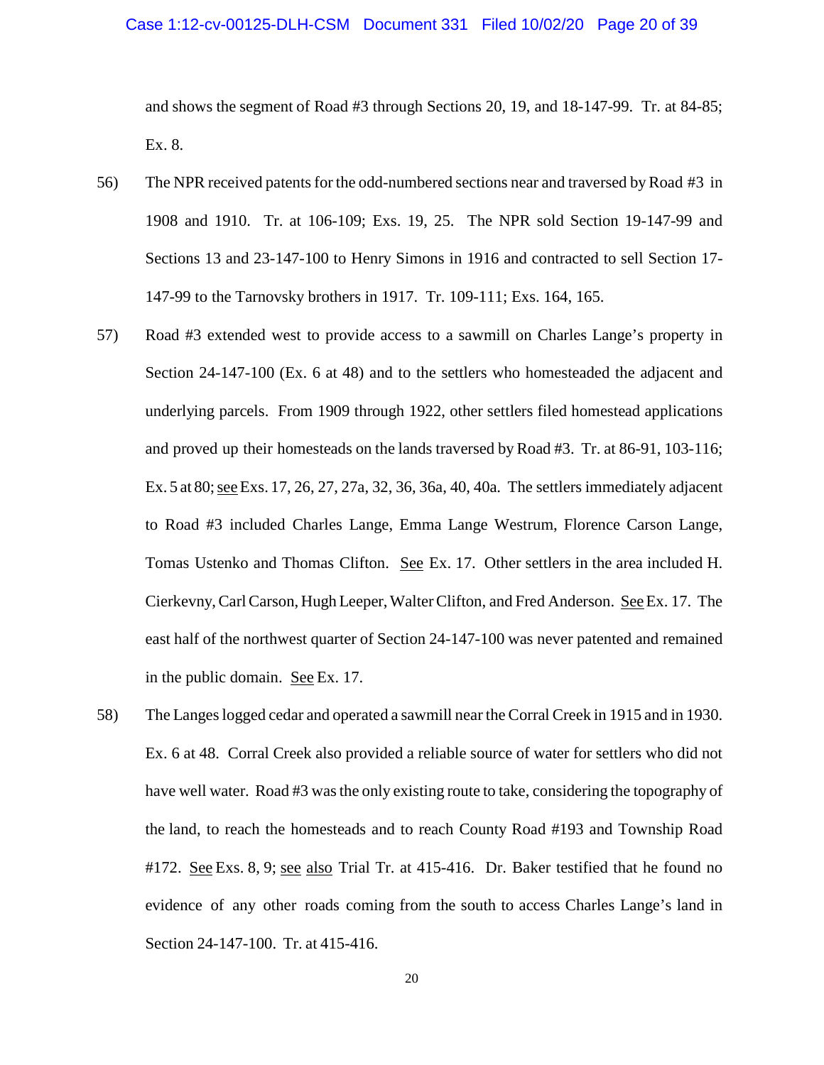and shows the segment of Road #3 through Sections 20, 19, and 18-147-99. Tr. at 84-85; Ex. 8.

56) The NPR received patents for the odd-numbered sections near and traversed by Road #3 in 1908 and 1910. Tr. at 106-109; Exs. 19, 25. The NPR sold Section 19-147-99 and Sections 13 and 23-147-100 to Henry Simons in 1916 and contracted to sell Section 17-147-99 to the Tarnovsky brothers in 1917. Tr. 109-111; Exs. 164, 165.

57) Road #3 extended west to provide access to a sawmill on Charles Lange's property in Section 24-147-100 (Ex. 6 at 48) and to the settlers who homesteaded the adjacent and underlying parcels. From 1909 through 1922, other settlers filed homestead applications and proved up their homesteads on the lands traversed by Road #3. Tr. at 86-91, 103-116; Ex. 5 at 80; see Exs. 17, 26, 27, 27a, 32, 36, 36a, 40, 40a. The settlers immediately adjacent to Road #3 included Charles Lange, Emma Lange Westrum, Florence Carson Lange, Tomas Ustenko and Thomas Clifton. See Ex. 17. Other settlers in the area included H. Cierkevny, Carl Carson, Hugh Leeper, Walter Clifton, and Fred Anderson. See Ex. 17. The east half of the northwest quarter of Section 24-147-100 was never patented and remained in the public domain. See Ex. 17.

58) The Langes logged cedar and operated a sawmill near the Corral Creek in 1915 and in 1930. Ex. 6 at 48. Corral Creek also provided a reliable source of water for settlers who did not have well water. Road #3 was the only existing route to take, considering the topography of the land, to reach the homesteads and to reach County Road #193 and Township Road #172. See Exs. 8, 9; see also Trial Tr. at 415-416. Dr. Baker testified that he found no evidence of any other roads coming from the south to access Charles Lange's land in Section 24-147-100. Tr. at 415-416.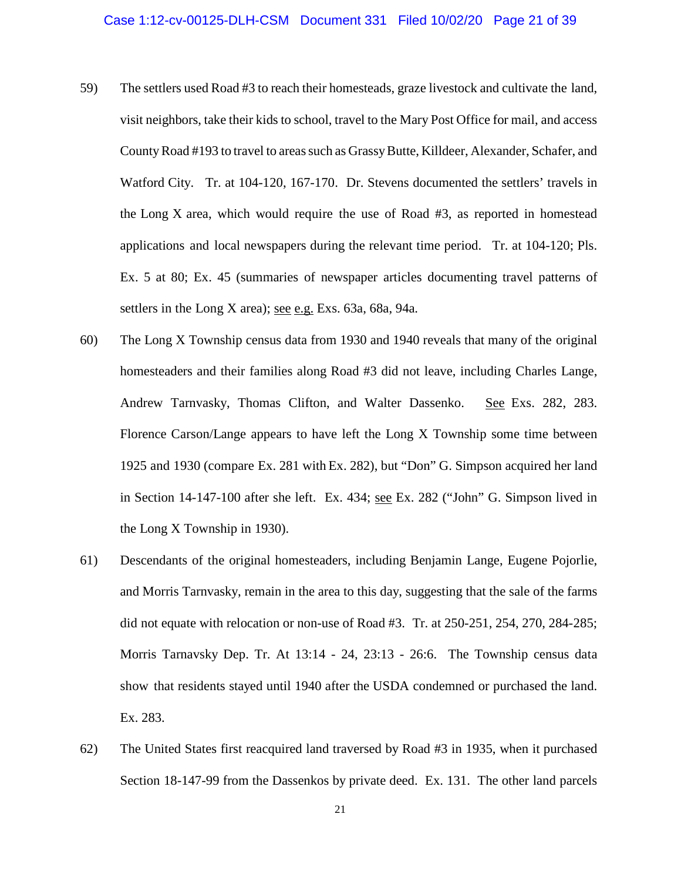59) The settlers used Road #3 to reach their homesteads, graze livestock and cultivate the land, visit neighbors, take their kids to school, travel to the Mary Post Office for mail, and access County Road #193 to travel to areas such as Grassy Butte, Killdeer, Alexander, Schafer, and Watford City. Tr. at 104-120, 167-170. Dr. Stevens documented the settlers' travels in the Long X area, which would require the use of Road #3, as reported in homestead applications and local newspapers during the relevant time period. Tr. at 104-120; Pls. Ex. 5 at 80; Ex. 45 (summaries of newspaper articles documenting travel patterns of settlers in the Long X area); see e.g. Exs. 63a, 68a, 94a.

60) The Long X Township census data from 1930 and 1940 reveals that many of the original homesteaders and their families along Road #3 did not leave, including Charles Lange, Andrew Tarnvasky, Thomas Clifton, and Walter Dassenko. See Exs. 282, 283. Florence Carson/Lange appears to have left the Long X Township some time between 1925 and 1930 (compare Ex. 281 with Ex. 282), but "Don" G. Simpson acquired her land in Section 14-147-100 after she left. Ex. 434; see Ex. 282 ("John" G. Simpson lived in the Long X Township in 1930).

61) Descendants of the original homesteaders, including Benjamin Lange, Eugene Pojorlie, and Morris Tarnvasky, remain in the area to this day, suggesting that the sale of the farms did not equate with relocation or non-use of Road #3. Tr. at 250-251, 254, 270, 284-285; Morris Tarnavsky Dep. Tr. At 13:14 - 24, 23:13 - 26:6. The Township census data show that residents stayed until 1940 after the USDA condemned or purchased the land. Ex. 283.

62) The United States first reacquired land traversed by Road #3 in 1935, when it purchased Section 18-147-99 from the Dassenkos by private deed. Ex. 131. The other land parcels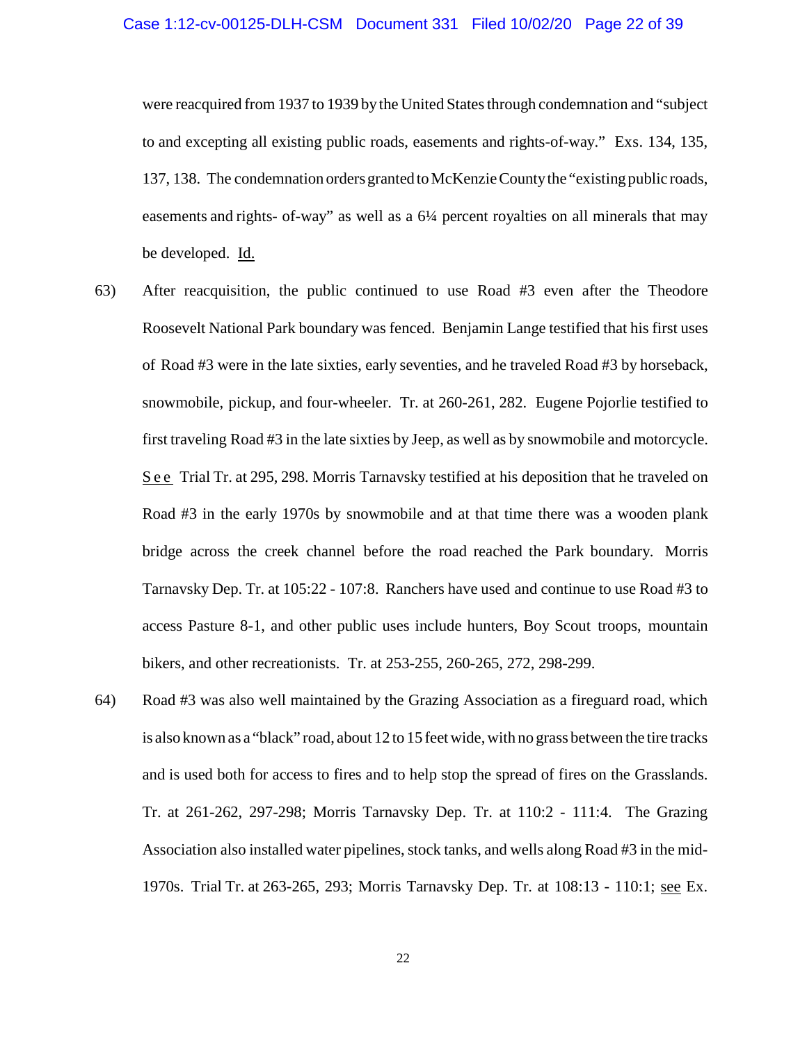were reacquired from 1937 to 1939 by the United States through condemnation and "subject to and excepting all existing public roads, easements and rights-of-way." Exs. 134, 135, 137, 138. The condemnation orders granted to McKenzie County the "existing public roads, easements and rights- of-way" as well as a 6¼ percent royalties on all minerals that may be developed. Id.

63) After reacquisition, the public continued to use Road #3 even after the Theodore Roosevelt National Park boundary was fenced. Benjamin Lange testified that his first uses of Road #3 were in the late sixties, early seventies, and he traveled Road #3 by horseback, snowmobile, pickup, and four-wheeler. Tr. at 260-261, 282. Eugene Pojorlie testified to first traveling Road #3 in the late sixties by Jeep, as well as by snowmobile and motorcycle. See Trial Tr. at 295, 298. Morris Tarnavsky testified at his deposition that he traveled on Road #3 in the early 1970s by snowmobile and at that time there was a wooden plank bridge across the creek channel before the road reached the Park boundary. Morris Tarnavsky Dep. Tr. at 105:22 - 107:8. Ranchers have used and continue to use Road #3 to access Pasture 8-1, and other public uses include hunters, Boy Scout troops, mountain bikers, and other recreationists. Tr. at 253-255, 260-265, 272, 298-299.

64) Road #3 was also well maintained by the Grazing Association as a fireguard road, which is also known as a "black" road, about 12 to 15 feet wide, with no grass between the tire tracks and is used both for access to fires and to help stop the spread of fires on the Grasslands. Tr. at 261-262, 297-298; Morris Tarnavsky Dep. Tr. at 110:2 - 111:4. The Grazing Association also installed water pipelines, stock tanks, and wells along Road #3 in the mid-1970s. Trial Tr. at 263-265, 293; Morris Tarnavsky Dep. Tr. at 108:13 - 110:1; see Ex.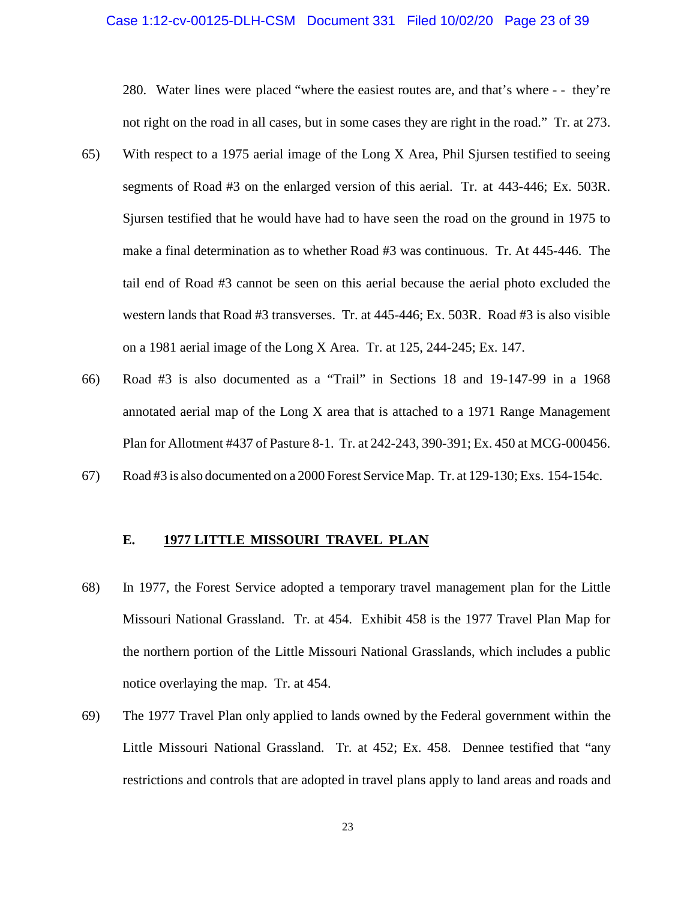280. Water lines were placed "where the easiest routes are, and that's where - - they're not right on the road in all cases, but in some cases they are right in the road." Tr. at 273.

65) With respect to a 1975 aerial image of the Long X Area, Phil Sjursen testified to seeing segments of Road #3 on the enlarged version of this aerial. Tr. at 443-446; Ex. 503R. Sjursen testified that he would have had to have seen the road on the ground in 1975 to make a final determination as to whether Road #3 was continuous. Tr. At 445-446. The tail end of Road #3 cannot be seen on this aerial because the aerial photo excluded the western lands that Road #3 transverses. Tr. at 445-446; Ex. 503R. Road #3 is also visible on a 1981 aerial image of the Long X Area. Tr. at 125, 244-245; Ex. 147.

66) Road #3 is also documented as a "Trail" in Sections 18 and 19-147-99 in a 1968 annotated aerial map of the Long X area that is attached to a 1971 Range Management Plan for Allotment #437 of Pasture 8-1. Tr. at 242-243, 390-391; Ex. 450 at MCG-000456.

67) Road #3 is also documented on a 2000 Forest Service Map. Tr. at 129-130; Exs. 154-154c.

## E. 1977 LITTLE MISSOURI TRAVEL PLAN

68) In 1977, the Forest Service adopted a temporary travel management plan for the Little Missouri National Grassland. Tr. at 454. Exhibit 458 is the 1977 Travel Plan Map for the northern portion of the Little Missouri National Grasslands, which includes a public notice overlaying the map. Tr. at 454.

69) The 1977 Travel Plan only applied to lands owned by the Federal government within the Little Missouri National Grassland. Tr. at 452; Ex. 458. Dennee testified that "any restrictions and controls that are adopted in travel plans apply to land areas and roads and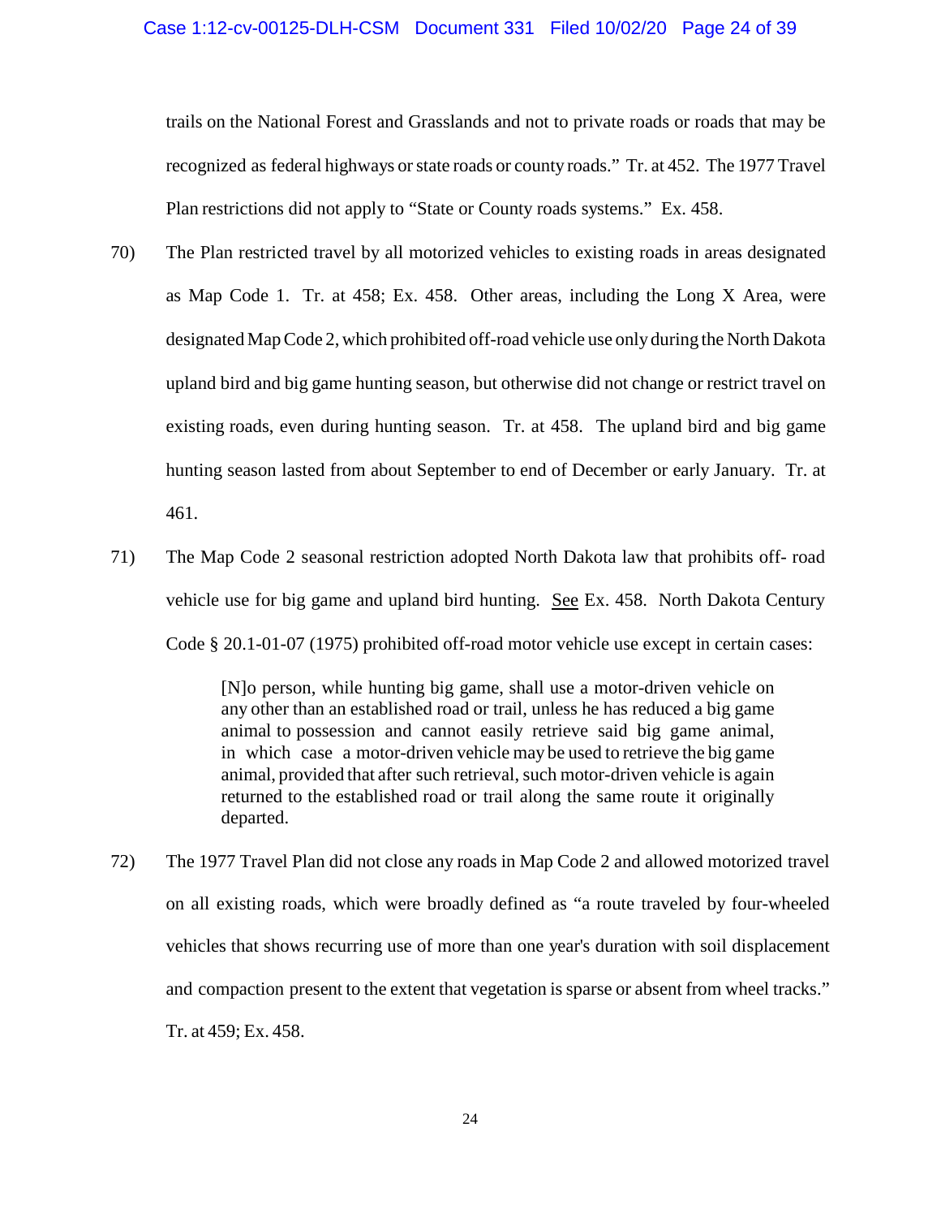trails on the National Forest and Grasslands and not to private roads or roads that may be recognized as federal highways or state roads or county roads." Tr. at 452. The 1977 Travel Plan restrictions did not apply to "State or County roads systems." Ex. 458.

70) The Plan restricted travel by all motorized vehicles to existing roads in areas designated as Map Code 1. Tr. at 458; Ex. 458. Other areas, including the Long X Area, were designated Map Code 2, which prohibited off-road vehicle use only during the North Dakota upland bird and big game hunting season, but otherwise did not change or restrict travel on existing roads, even during hunting season. Tr. at 458. The upland bird and big game hunting season lasted from about September to end of December or early January. Tr. at 461.

71) The Map Code 2 seasonal restriction adopted North Dakota law that prohibits off- road vehicle use for big game and upland bird hunting. See Ex. 458. North Dakota Century Code § 20.1-01-07 (1975) prohibited off-road motor vehicle use except in certain cases:

> [N]o person, while hunting big game, shall use a motor-driven vehicle on any other than an established road or trail, unless he has reduced a big game animal to possession and cannot easily retrieve said big game animal, in which case a motor-driven vehicle may be used to retrieve the big game animal, provided that after such retrieval, such motor-driven vehicle is again returned to the established road or trail along the same route it originally departed.

72) The 1977 Travel Plan did not close any roads in Map Code 2 and allowed motorized travel on all existing roads, which were broadly defined as "a route traveled by four-wheeled vehicles that shows recurring use of more than one year's duration with soil displacement and compaction present to the extent that vegetation is sparse or absent from wheel tracks." Tr. at 459; Ex. 458.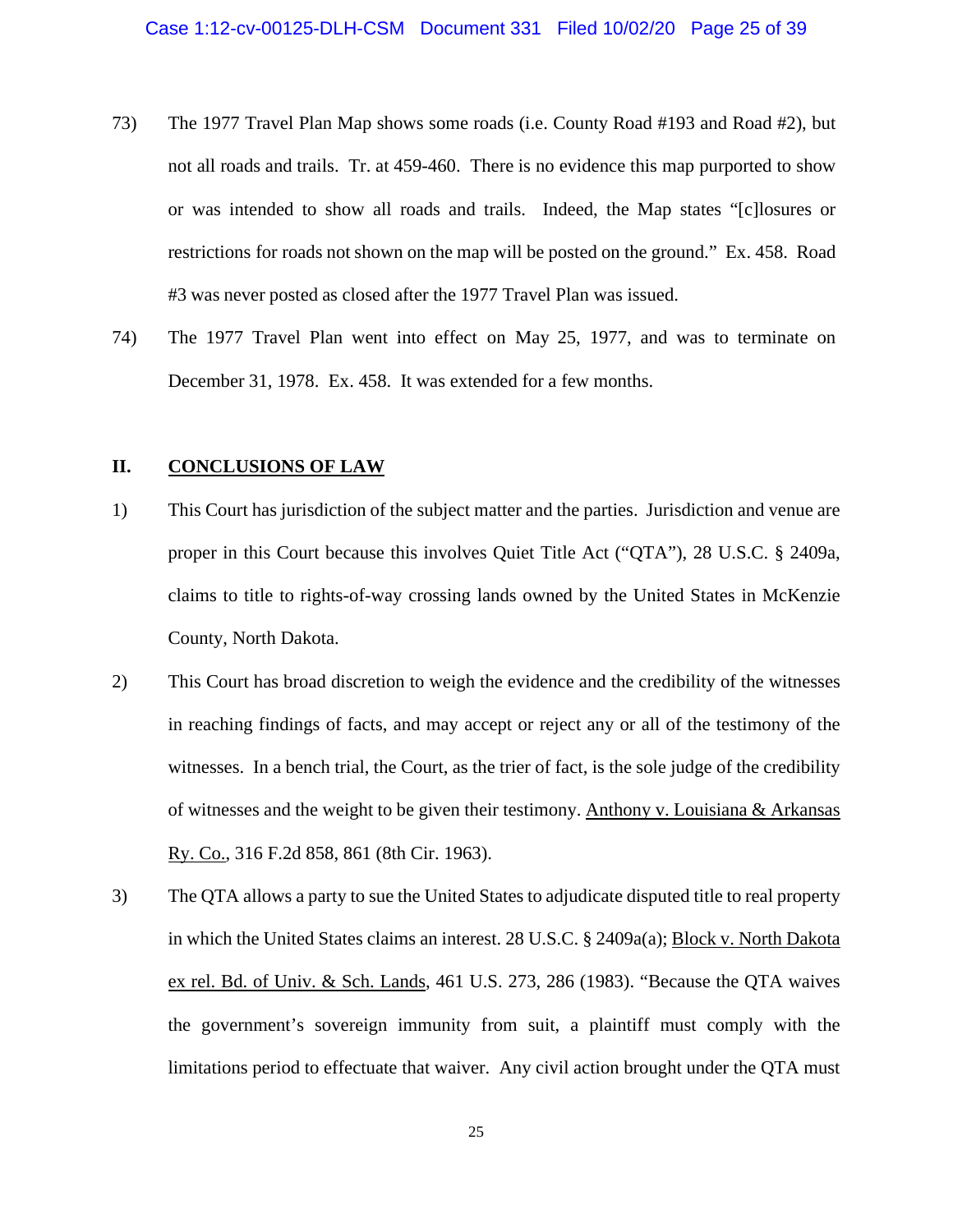73) The 1977 Travel Plan Map shows some roads (i.e. County Road #193 and Road #2), but not all roads and trails. Tr. at 459-460. There is no evidence this map purported to show or was intended to show all roads and trails. Indeed, the Map states "[c]losures or restrictions for roads not shown on the map will be posted on the ground." Ex. 458. Road #3 was never posted as closed after the 1977 Travel Plan was issued.

74) The 1977 Travel Plan went into effect on May 25, 1977, and was to terminate on December 31, 1978. Ex. 458. It was extended for a few months.

## II. CONCLUSIONS OF LAW

1) This Court has jurisdiction of the subject matter and the parties. Jurisdiction and venue are proper in this Court because this involves Quiet Title Act ("QTA"), 28 U.S.C. § 2409a, claims to title to rights-of-way crossing lands owned by the United States in McKenzie County, North Dakota.

2) This Court has broad discretion to weigh the evidence and the credibility of the witnesses in reaching findings of facts, and may accept or reject any or all of the testimony of the witnesses. In a bench trial, the Court, as the trier of fact, is the sole judge of the credibility of witnesses and the weight to be given their testimony. Anthony v. Louisiana & Arkansas Ry. Co., 316 F.2d 858, 861 (8th Cir. 1963).

3) The QTA allows a party to sue the United States to adjudicate disputed title to real property in which the United States claims an interest. 28 U.S.C. § 2409a(a); Block v. North Dakota ex rel. Bd. of Univ. & Sch. Lands, 461 U.S. 273, 286 (1983). "Because the QTA waives the government's sovereign immunity from suit, a plaintiff must comply with the limitations period to effectuate that waiver. Any civil action brought under the QTA must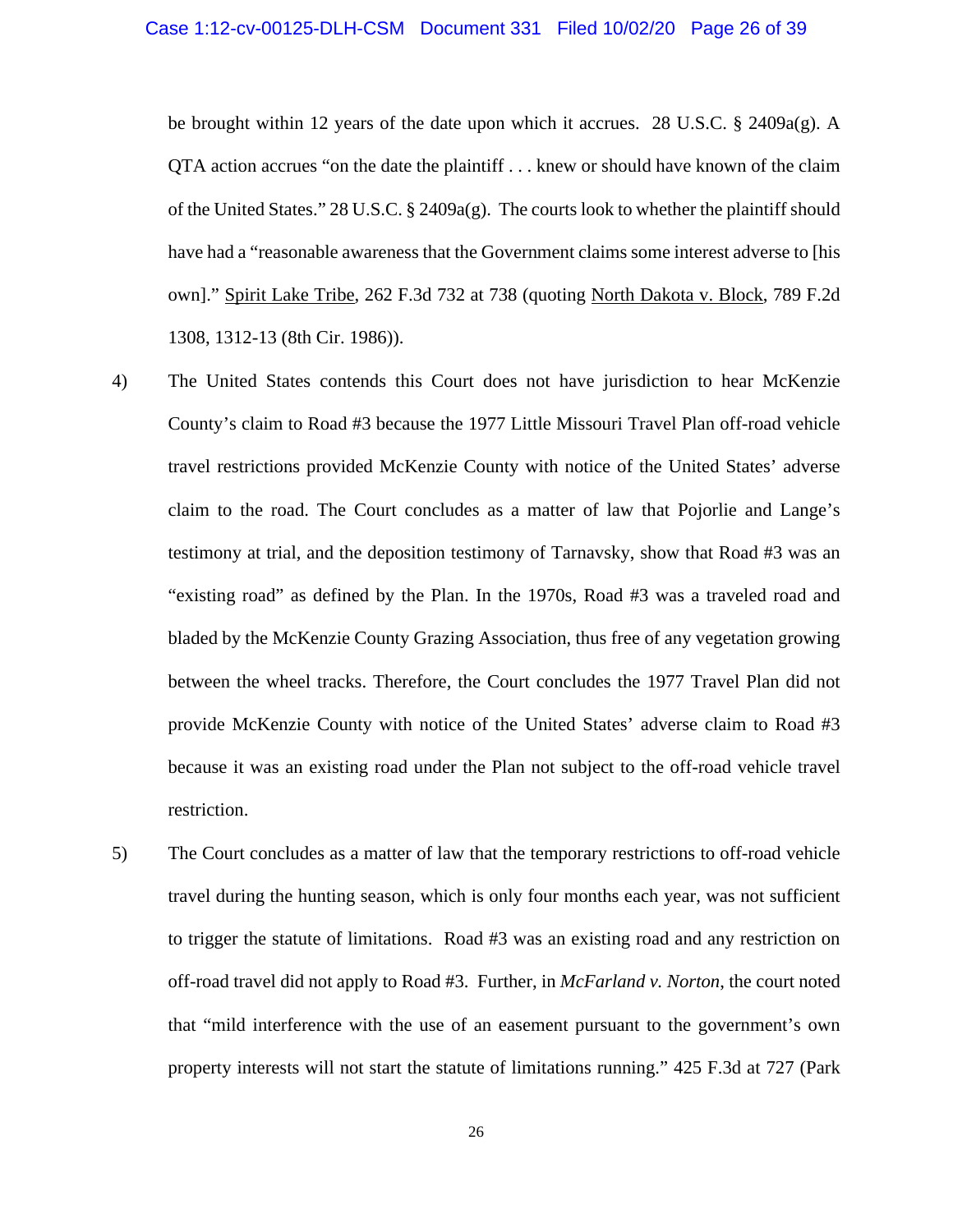be brought within 12 years of the date upon which it accrues. 28 U.S.C. § 2409a(g). A QTA action accrues "on the date the plaintiff . . . knew or should have known of the claim of the United States." 28 U.S.C. § 2409a(g). The courts look to whether the plaintiff should have had a "reasonable awareness that the Government claims some interest adverse to [his own]." Spirit Lake Tribe, 262 F.3d 732 at 738 (quoting North Dakota v. Block, 789 F.2d 1308, 1312-13 (8th Cir. 1986)).

4) The United States contends this Court does not have jurisdiction to hear McKenzie County's claim to Road #3 because the 1977 Little Missouri Travel Plan off-road vehicle travel restrictions provided McKenzie County with notice of the United States' adverse claim to the road. The Court concludes as a matter of law that Pojorlie and Lange's testimony at trial, and the deposition testimony of Tarnavsky, show that Road #3 was an "existing road" as defined by the Plan. In the 1970s, Road #3 was a traveled road and bladed by the McKenzie County Grazing Association, thus free of any vegetation growing between the wheel tracks. Therefore, the Court concludes the 1977 Travel Plan did not provide McKenzie County with notice of the United States' adverse claim to Road #3 because it was an existing road under the Plan not subject to the off-road vehicle travel restriction.

5) The Court concludes as a matter of law that the temporary restrictions to off-road vehicle travel during the hunting season, which is only four months each year, was not sufficient to trigger the statute of limitations. Road #3 was an existing road and any restriction on off-road travel did not apply to Road #3. Further, in *McFarland v. Norton*, the court noted that "mild interference with the use of an easement pursuant to the government's own property interests will not start the statute of limitations running." 425 F.3d at 727 (Park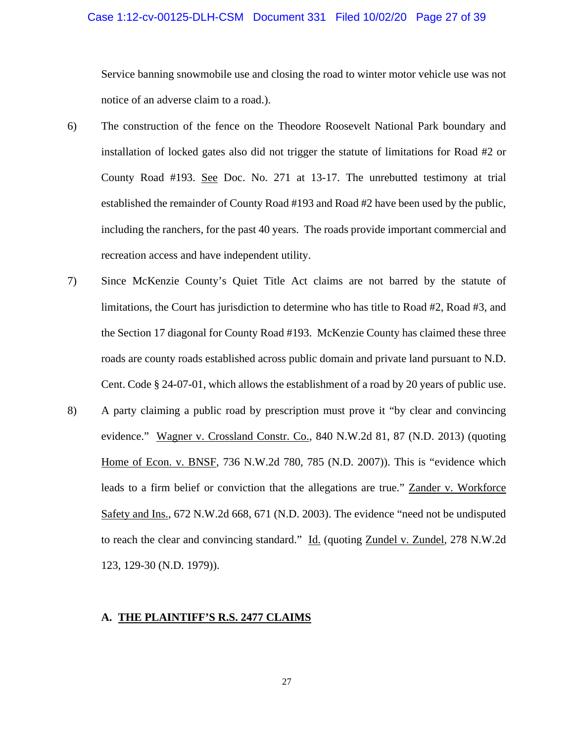Service banning snowmobile use and closing the road to winter motor vehicle use was not notice of an adverse claim to a road.).

6) The construction of the fence on the Theodore Roosevelt National Park boundary and installation of locked gates also did not trigger the statute of limitations for Road #2 or County Road #193. See Doc. No. 271 at 13-17. The unrebutted testimony at trial established the remainder of County Road #193 and Road #2 have been used by the public, including the ranchers, for the past 40 years. The roads provide important commercial and recreation access and have independent utility.

7) Since McKenzie County's Quiet Title Act claims are not barred by the statute of limitations, the Court has jurisdiction to determine who has title to Road #2, Road #3, and the Section 17 diagonal for County Road #193. McKenzie County has claimed these three roads are county roads established across public domain and private land pursuant to N.D. Cent. Code § 24-07-01, which allows the establishment of a road by 20 years of public use.

8) A party claiming a public road by prescription must prove it "by clear and convincing evidence." Wagner v. Crossland Constr. Co., 840 N.W.2d 81, 87 (N.D. 2013) (quoting Home of Econ. v. BNSF, 736 N.W.2d 780, 785 (N.D. 2007)). This is "evidence which leads to a firm belief or conviction that the allegations are true." Zander v. Workforce Safety and Ins., 672 N.W.2d 668, 671 (N.D. 2003). The evidence "need not be undisputed to reach the clear and convincing standard." Id. (quoting Zundel v. Zundel, 278 N.W.2d 123, 129-30 (N.D. 1979)).

### A. THE PLAINTIFF'S R.S. 2477 CLAIMS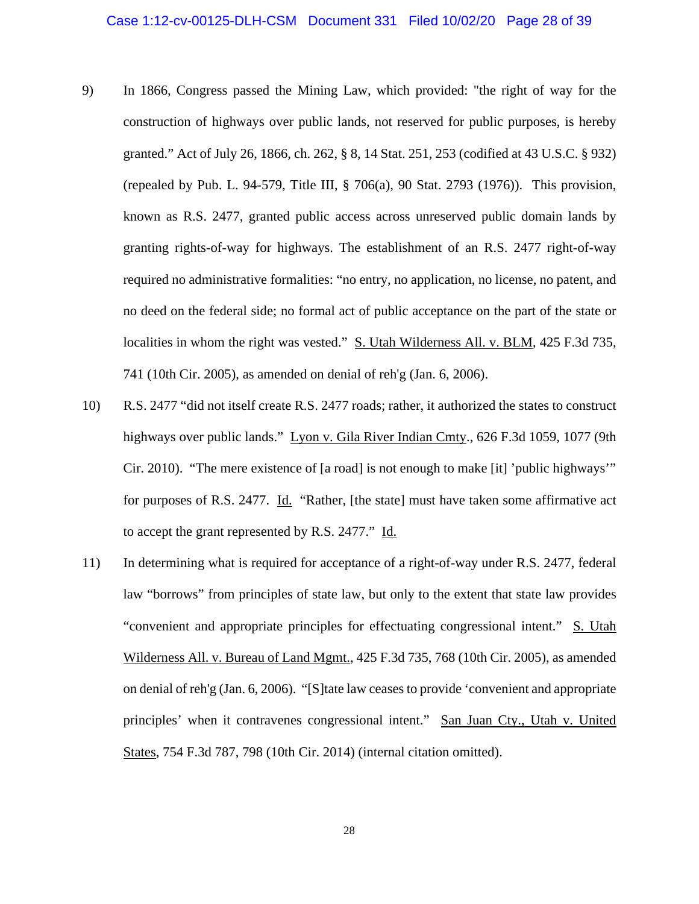9) In 1866, Congress passed the Mining Law, which provided: "the right of way for the construction of highways over public lands, not reserved for public purposes, is hereby granted." Act of July 26, 1866, ch. 262, § 8, 14 Stat. 251, 253 (codified at 43 U.S.C. § 932) (repealed by Pub. L. 94-579, Title III, § 706(a), 90 Stat. 2793 (1976)). This provision, known as R.S. 2477, granted public access across unreserved public domain lands by granting rights-of-way for highways. The establishment of an R.S. 2477 right-of-way required no administrative formalities: "no entry, no application, no license, no patent, and no deed on the federal side; no formal act of public acceptance on the part of the state or localities in whom the right was vested." S. Utah Wilderness All. v. BLM, 425 F.3d 735, 741 (10th Cir. 2005), as amended on denial of reh'g (Jan. 6, 2006).

10) R.S. 2477 "did not itself create R.S. 2477 roads; rather, it authorized the states to construct highways over public lands." Lyon v. Gila River Indian Cmty., 626 F.3d 1059, 1077 (9th Cir. 2010). "The mere existence of [a road] is not enough to make [it] 'public highways'" for purposes of R.S. 2477. Id. "Rather, [the state] must have taken some affirmative act to accept the grant represented by R.S. 2477." Id.

11) In determining what is required for acceptance of a right-of-way under R.S. 2477, federal law "borrows" from principles of state law, but only to the extent that state law provides "convenient and appropriate principles for effectuating congressional intent." S. Utah Wilderness All. v. Bureau of Land Mgmt., 425 F.3d 735, 768 (10th Cir. 2005), as amended on denial of reh'g (Jan. 6, 2006). "[S]tate law ceases to provide 'convenient and appropriate principles' when it contravenes congressional intent." San Juan Cty., Utah v. United States, 754 F.3d 787, 798 (10th Cir. 2014) (internal citation omitted).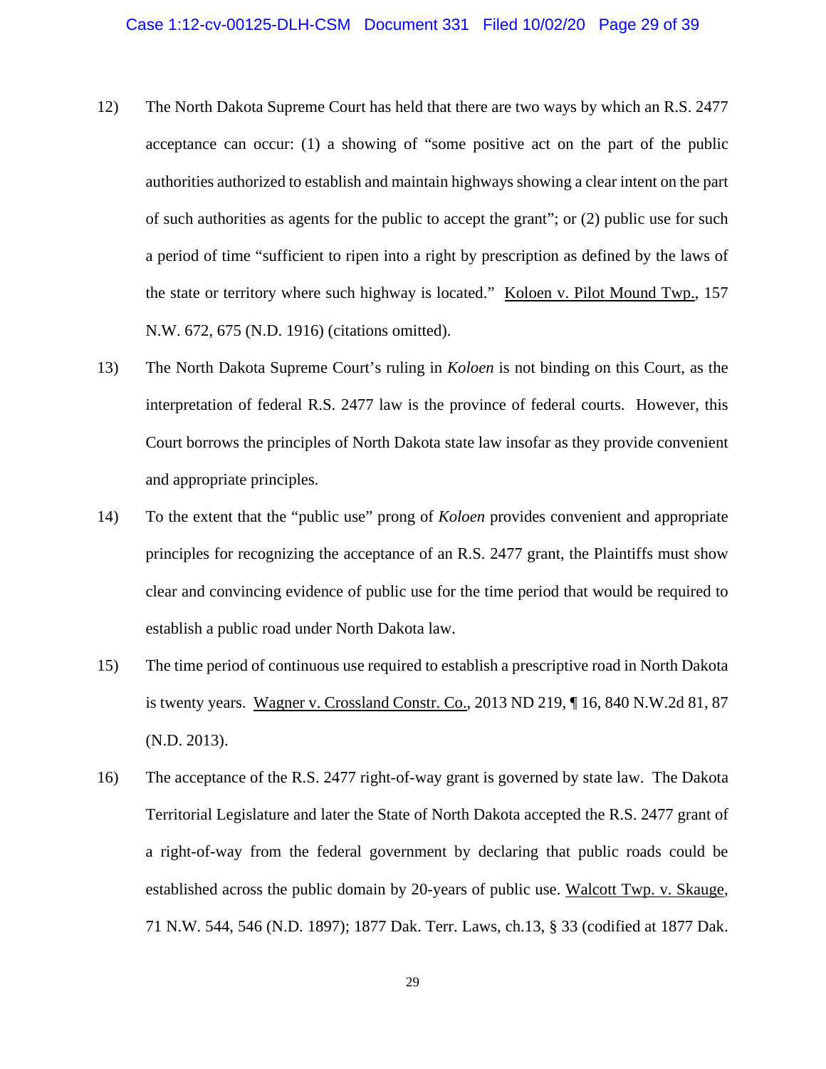12) The North Dakota Supreme Court has held that there are two ways by which an R.S. 2477 acceptance can occur: (1) a showing of "some positive act on the part of the public authorities authorized to establish and maintain highways showing a clear intent on the part of such authorities as agents for the public to accept the grant"; or (2) public use for such a period of time "sufficient to ripen into a right by prescription as defined by the laws of the state or territory where such highway is located." Koloen v. Pilot Mound Twp., 157 N.W. 672, 675 (N.D. 1916) (citations omitted).

13) The North Dakota Supreme Court's ruling in *Koloen* is not binding on this Court, as the interpretation of federal R.S. 2477 law is the province of federal courts. However, this Court borrows the principles of North Dakota state law insofar as they provide convenient and appropriate principles.

14) To the extent that the "public use" prong of *Koloen* provides convenient and appropriate principles for recognizing the acceptance of an R.S. 2477 grant, the Plaintiffs must show clear and convincing evidence of public use for the time period that would be required to establish a public road under North Dakota law.

15) The time period of continuous use required to establish a prescriptive road in North Dakota is twenty years. Wagner v. Crossland Constr. Co., 2013 ND 219, ¶ 16, 840 N.W.2d 81, 87 (N.D. 2013).

16) The acceptance of the R.S. 2477 right-of-way grant is governed by state law. The Dakota Territorial Legislature and later the State of North Dakota accepted the R.S. 2477 grant of a right-of-way from the federal government by declaring that public roads could be established across the public domain by 20-years of public use. Walcott Twp. v. Skauge, 71 N.W. 544, 546 (N.D. 1897); 1877 Dak. Terr. Laws, ch.13, § 33 (codified at 1877 Dak.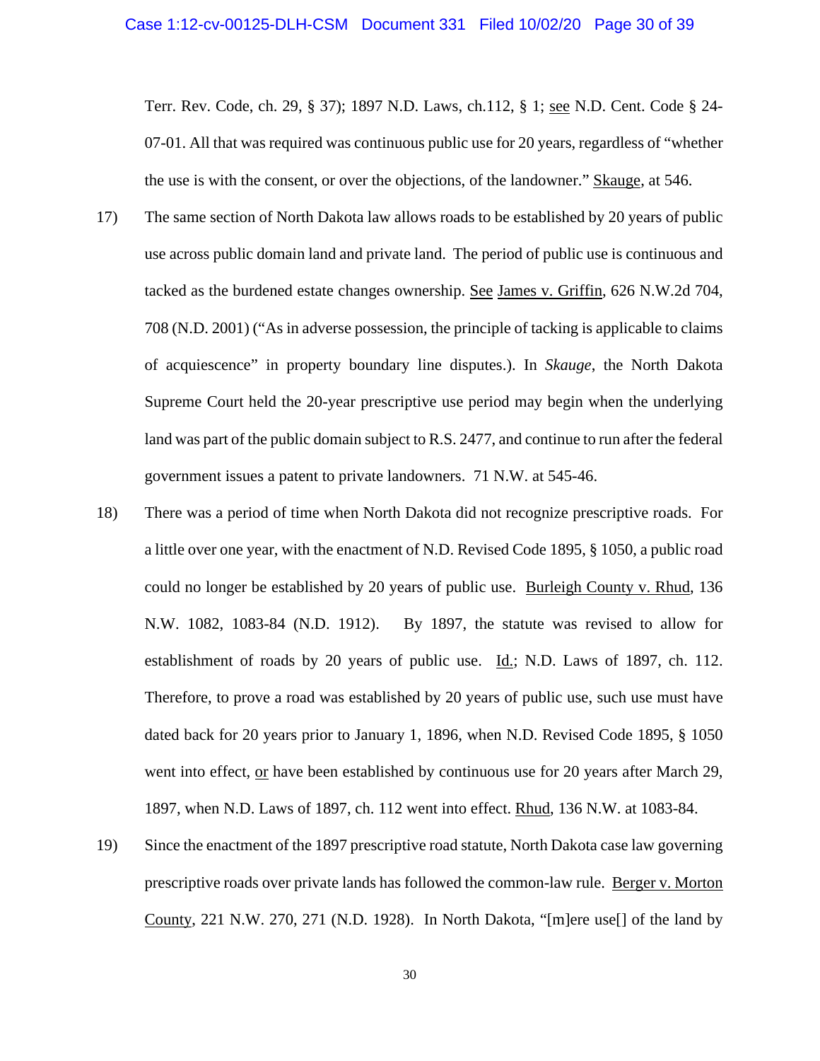Terr. Rev. Code, ch. 29, § 37); 1897 N.D. Laws, ch.112, § 1; see N.D. Cent. Code § 24-07-01. All that was required was continuous public use for 20 years, regardless of "whether the use is with the consent, or over the objections, of the landowner." Skauge, at 546.

17) The same section of North Dakota law allows roads to be established by 20 years of public use across public domain land and private land. The period of public use is continuous and tacked as the burdened estate changes ownership. See James v. Griffin, 626 N.W.2d 704, 708 (N.D. 2001) ("As in adverse possession, the principle of tacking is applicable to claims of acquiescence" in property boundary line disputes.). In *Skauge*, the North Dakota Supreme Court held the 20-year prescriptive use period may begin when the underlying land was part of the public domain subject to R.S. 2477, and continue to run after the federal government issues a patent to private landowners. 71 N.W. at 545-46.

18) There was a period of time when North Dakota did not recognize prescriptive roads. For a little over one year, with the enactment of N.D. Revised Code 1895, § 1050, a public road could no longer be established by 20 years of public use. Burleigh County v. Rhud, 136 N.W. 1082, 1083-84 (N.D. 1912). By 1897, the statute was revised to allow for establishment of roads by 20 years of public use. Id.; N.D. Laws of 1897, ch. 112. Therefore, to prove a road was established by 20 years of public use, such use must have dated back for 20 years prior to January 1, 1896, when N.D. Revised Code 1895, § 1050 went into effect, or have been established by continuous use for 20 years after March 29, 1897, when N.D. Laws of 1897, ch. 112 went into effect. Rhud, 136 N.W. at 1083-84.

19) Since the enactment of the 1897 prescriptive road statute, North Dakota case law governing prescriptive roads over private lands has followed the common-law rule. Berger v. Morton County, 221 N.W. 270, 271 (N.D. 1928). In North Dakota, "[m]ere use[] of the land by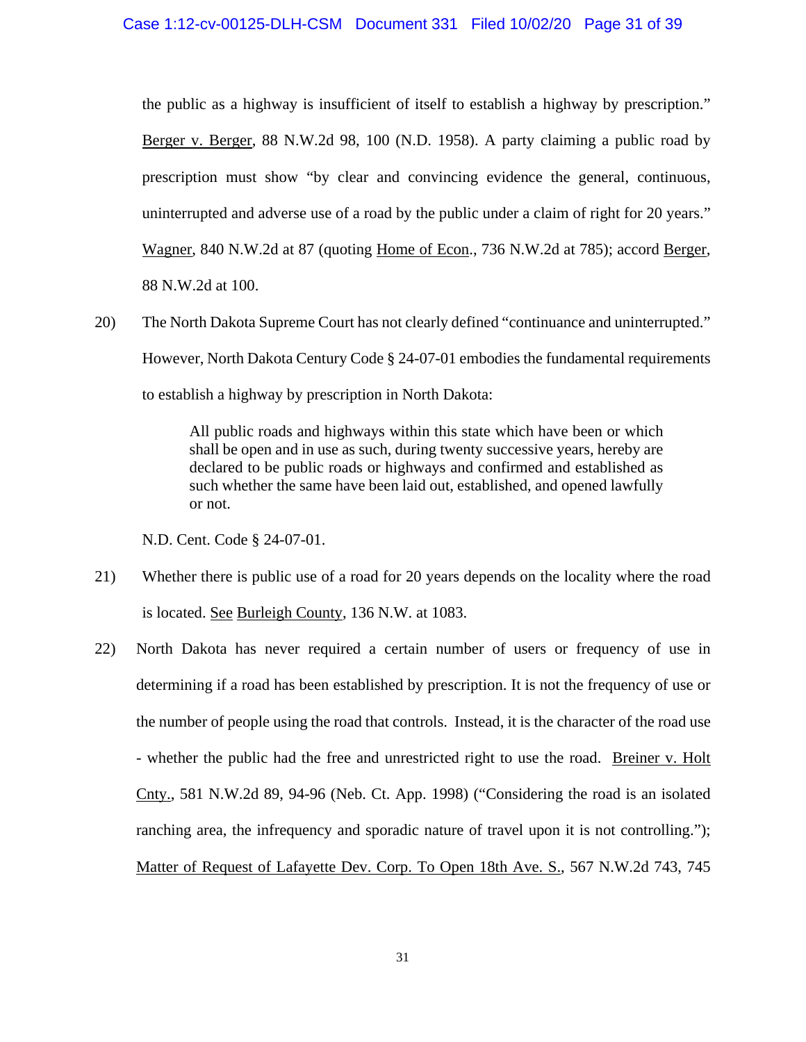the public as a highway is insufficient of itself to establish a highway by prescription." Berger v. Berger, 88 N.W.2d 98, 100 (N.D. 1958). A party claiming a public road by prescription must show "by clear and convincing evidence the general, continuous, uninterrupted and adverse use of a road by the public under a claim of right for 20 years." Wagner, 840 N.W.2d at 87 (quoting Home of Econ., 736 N.W.2d at 785); accord Berger, 88 N.W.2d at 100.

20) The North Dakota Supreme Court has not clearly defined "continuance and uninterrupted." However, North Dakota Century Code § 24-07-01 embodies the fundamental requirements to establish a highway by prescription in North Dakota:

> All public roads and highways within this state which have been or which shall be open and in use as such, during twenty successive years, hereby are declared to be public roads or highways and confirmed and established as such whether the same have been laid out, established, and opened lawfully or not.

N.D. Cent. Code § 24-07-01.

21) Whether there is public use of a road for 20 years depends on the locality where the road is located. See Burleigh County, 136 N.W. at 1083.

22) North Dakota has never required a certain number of users or frequency of use in determining if a road has been established by prescription. It is not the frequency of use or the number of people using the road that controls. Instead, it is the character of the road use - whether the public had the free and unrestricted right to use the road. Breiner v. Holt Cnty., 581 N.W.2d 89, 94-96 (Neb. Ct. App. 1998) ("Considering the road is an isolated ranching area, the infrequency and sporadic nature of travel upon it is not controlling."); Matter of Request of Lafayette Dev. Corp. To Open 18th Ave. S., 567 N.W.2d 743, 745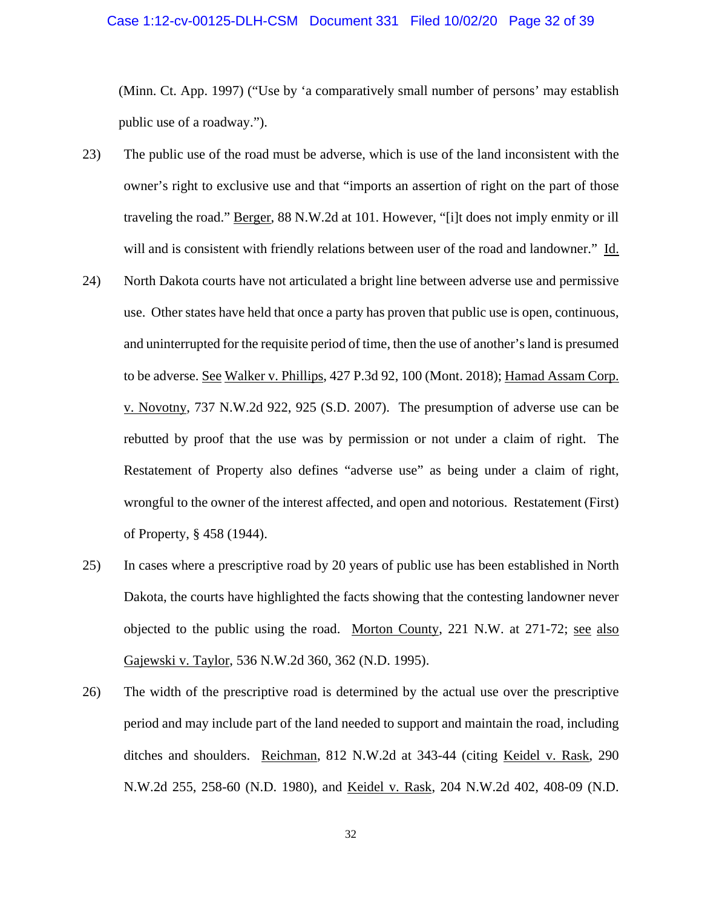(Minn. Ct. App. 1997) ("Use by 'a comparatively small number of persons' may establish public use of a roadway.").

23) The public use of the road must be adverse, which is use of the land inconsistent with the owner's right to exclusive use and that "imports an assertion of right on the part of those traveling the road." Berger, 88 N.W.2d at 101. However, "[i]t does not imply enmity or ill will and is consistent with friendly relations between user of the road and landowner." Id.

24) North Dakota courts have not articulated a bright line between adverse use and permissive use. Other states have held that once a party has proven that public use is open, continuous, and uninterrupted for the requisite period of time, then the use of another's land is presumed to be adverse. See Walker v. Phillips, 427 P.3d 92, 100 (Mont. 2018); Hamad Assam Corp. v. Novotny, 737 N.W.2d 922, 925 (S.D. 2007). The presumption of adverse use can be rebutted by proof that the use was by permission or not under a claim of right. The Restatement of Property also defines "adverse use" as being under a claim of right, wrongful to the owner of the interest affected, and open and notorious. Restatement (First) of Property, § 458 (1944).

25) In cases where a prescriptive road by 20 years of public use has been established in North Dakota, the courts have highlighted the facts showing that the contesting landowner never objected to the public using the road. Morton County, 221 N.W. at 271-72; see also Gajewski v. Taylor, 536 N.W.2d 360, 362 (N.D. 1995).

26) The width of the prescriptive road is determined by the actual use over the prescriptive period and may include part of the land needed to support and maintain the road, including ditches and shoulders. Reichman, 812 N.W.2d at 343-44 (citing Keidel v. Rask, 290 N.W.2d 255, 258-60 (N.D. 1980), and Keidel v. Rask, 204 N.W.2d 402, 408-09 (N.D.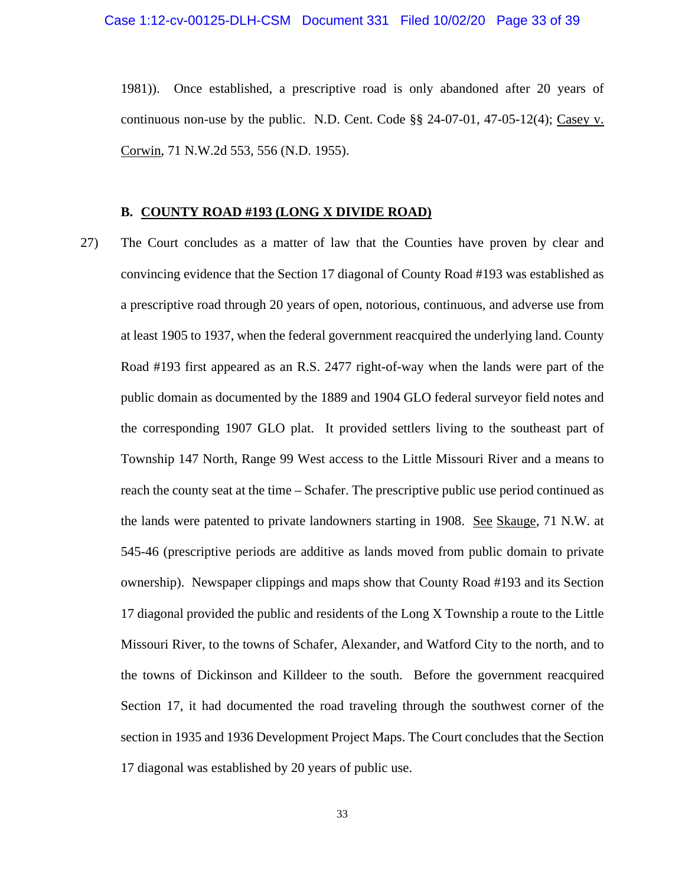1981)). Once established, a prescriptive road is only abandoned after 20 years of continuous non-use by the public. N.D. Cent. Code §§ 24-07-01, 47-05-12(4); Casey v. Corwin, 71 N.W.2d 553, 556 (N.D. 1955).

### B. COUNTY ROAD #193 (LONG X DIVIDE ROAD)

27) The Court concludes as a matter of law that the Counties have proven by clear and convincing evidence that the Section 17 diagonal of County Road #193 was established as a prescriptive road through 20 years of open, notorious, continuous, and adverse use from at least 1905 to 1937, when the federal government reacquired the underlying land. County Road #193 first appeared as an R.S. 2477 right-of-way when the lands were part of the public domain as documented by the 1889 and 1904 GLO federal surveyor field notes and the corresponding 1907 GLO plat. It provided settlers living to the southeast part of Township 147 North, Range 99 West access to the Little Missouri River and a means to reach the county seat at the time – Schafer. The prescriptive public use period continued as the lands were patented to private landowners starting in 1908. See Skauge, 71 N.W. at 545-46 (prescriptive periods are additive as lands moved from public domain to private ownership). Newspaper clippings and maps show that County Road #193 and its Section 17 diagonal provided the public and residents of the Long X Township a route to the Little Missouri River, to the towns of Schafer, Alexander, and Watford City to the north, and to the towns of Dickinson and Killdeer to the south. Before the government reacquired Section 17, it had documented the road traveling through the southwest corner of the section in 1935 and 1936 Development Project Maps. The Court concludes that the Section 17 diagonal was established by 20 years of public use.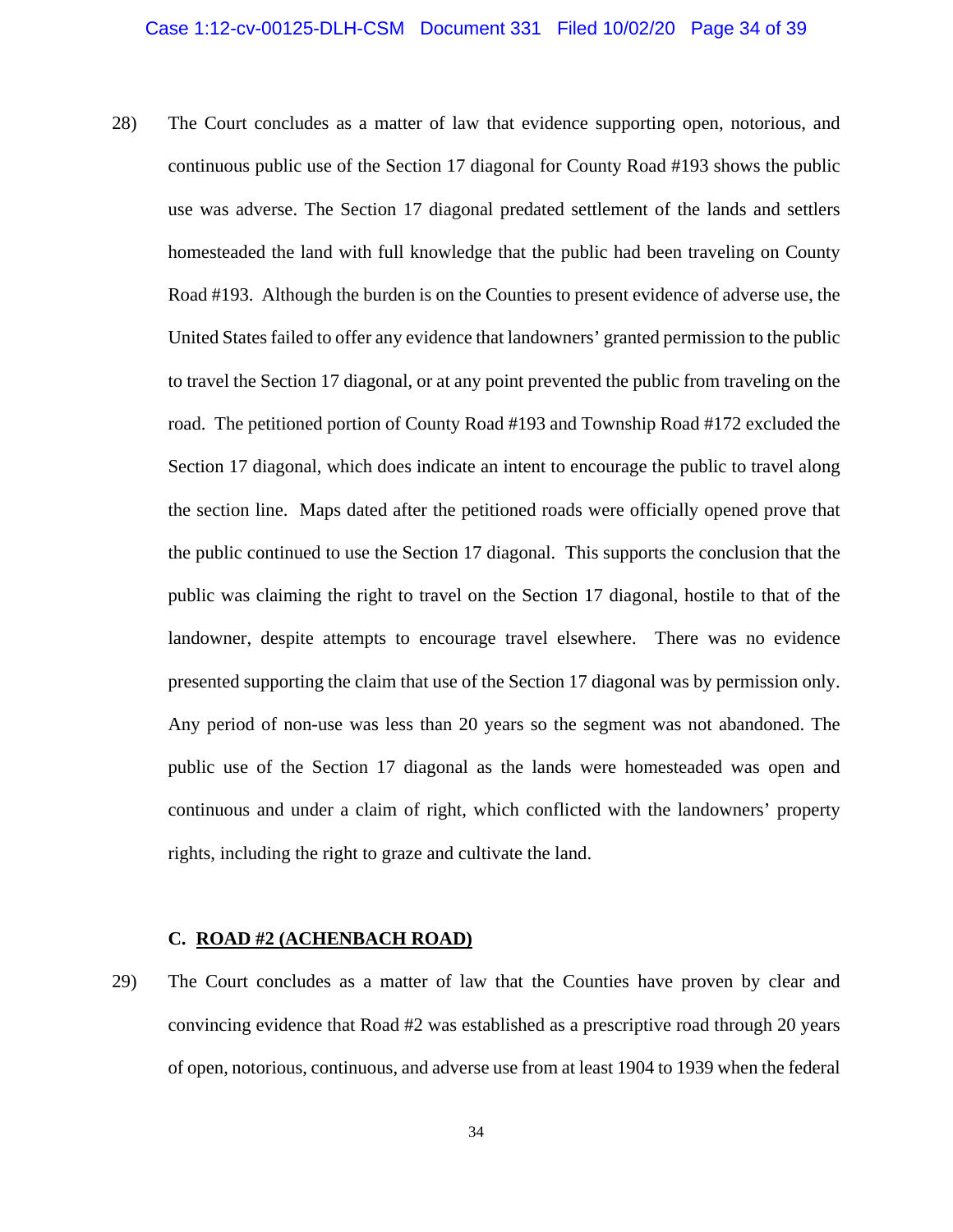28) The Court concludes as a matter of law that evidence supporting open, notorious, and continuous public use of the Section 17 diagonal for County Road #193 shows the public use was adverse. The Section 17 diagonal predated settlement of the lands and settlers homesteaded the land with full knowledge that the public had been traveling on County Road #193. Although the burden is on the Counties to present evidence of adverse use, the United States failed to offer any evidence that landowners' granted permission to the public to travel the Section 17 diagonal, or at any point prevented the public from traveling on the road. The petitioned portion of County Road #193 and Township Road #172 excluded the Section 17 diagonal, which does indicate an intent to encourage the public to travel along the section line. Maps dated after the petitioned roads were officially opened prove that the public continued to use the Section 17 diagonal. This supports the conclusion that the public was claiming the right to travel on the Section 17 diagonal, hostile to that of the landowner, despite attempts to encourage travel elsewhere. There was no evidence presented supporting the claim that use of the Section 17 diagonal was by permission only. Any period of non-use was less than 20 years so the segment was not abandoned. The public use of the Section 17 diagonal as the lands were homesteaded was open and continuous and under a claim of right, which conflicted with the landowners' property rights, including the right to graze and cultivate the land.

### C. ROAD #2 (ACHENBACH ROAD)

29) The Court concludes as a matter of law that the Counties have proven by clear and convincing evidence that Road #2 was established as a prescriptive road through 20 years of open, notorious, continuous, and adverse use from at least 1904 to 1939 when the federal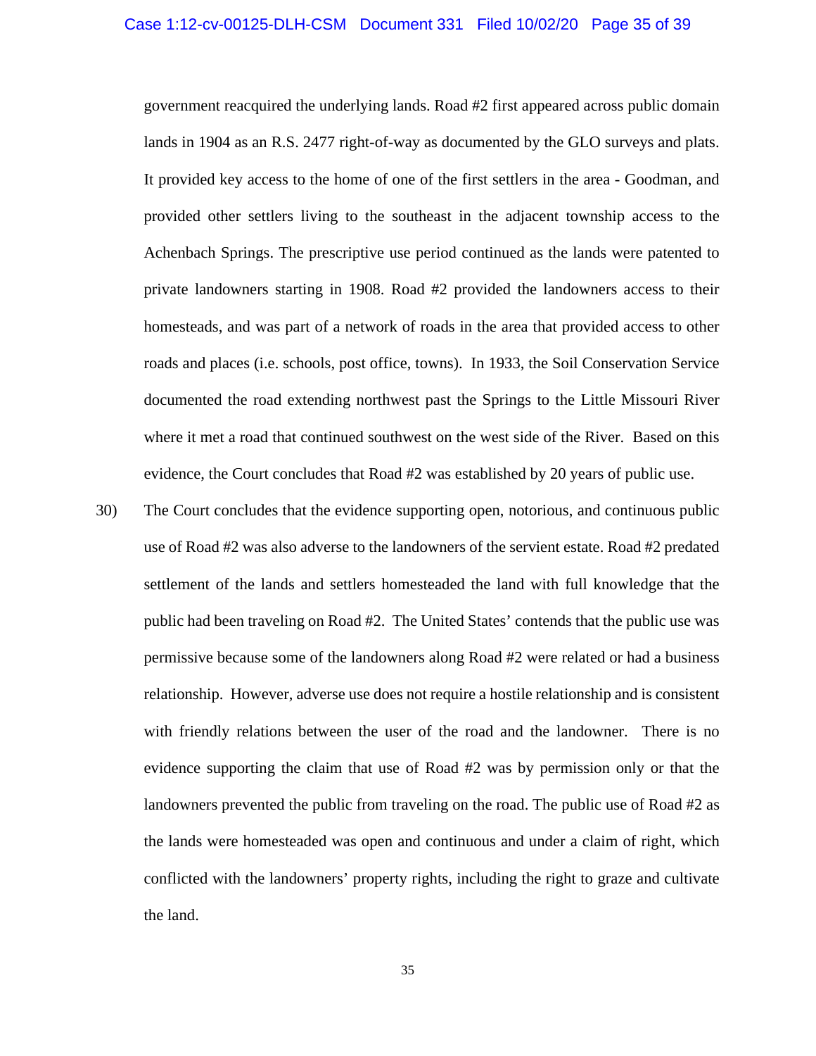government reacquired the underlying lands. Road #2 first appeared across public domain lands in 1904 as an R.S. 2477 right-of-way as documented by the GLO surveys and plats. It provided key access to the home of one of the first settlers in the area - Goodman, and provided other settlers living to the southeast in the adjacent township access to the Achenbach Springs. The prescriptive use period continued as the lands were patented to private landowners starting in 1908. Road #2 provided the landowners access to their homesteads, and was part of a network of roads in the area that provided access to other roads and places (i.e. schools, post office, towns). In 1933, the Soil Conservation Service documented the road extending northwest past the Springs to the Little Missouri River where it met a road that continued southwest on the west side of the River. Based on this evidence, the Court concludes that Road #2 was established by 20 years of public use.

30) The Court concludes that the evidence supporting open, notorious, and continuous public use of Road #2 was also adverse to the landowners of the servient estate. Road #2 predated settlement of the lands and settlers homesteaded the land with full knowledge that the public had been traveling on Road #2. The United States' contends that the public use was permissive because some of the landowners along Road #2 were related or had a business relationship. However, adverse use does not require a hostile relationship and is consistent with friendly relations between the user of the road and the landowner. There is no evidence supporting the claim that use of Road #2 was by permission only or that the landowners prevented the public from traveling on the road. The public use of Road #2 as the lands were homesteaded was open and continuous and under a claim of right, which conflicted with the landowners' property rights, including the right to graze and cultivate the land.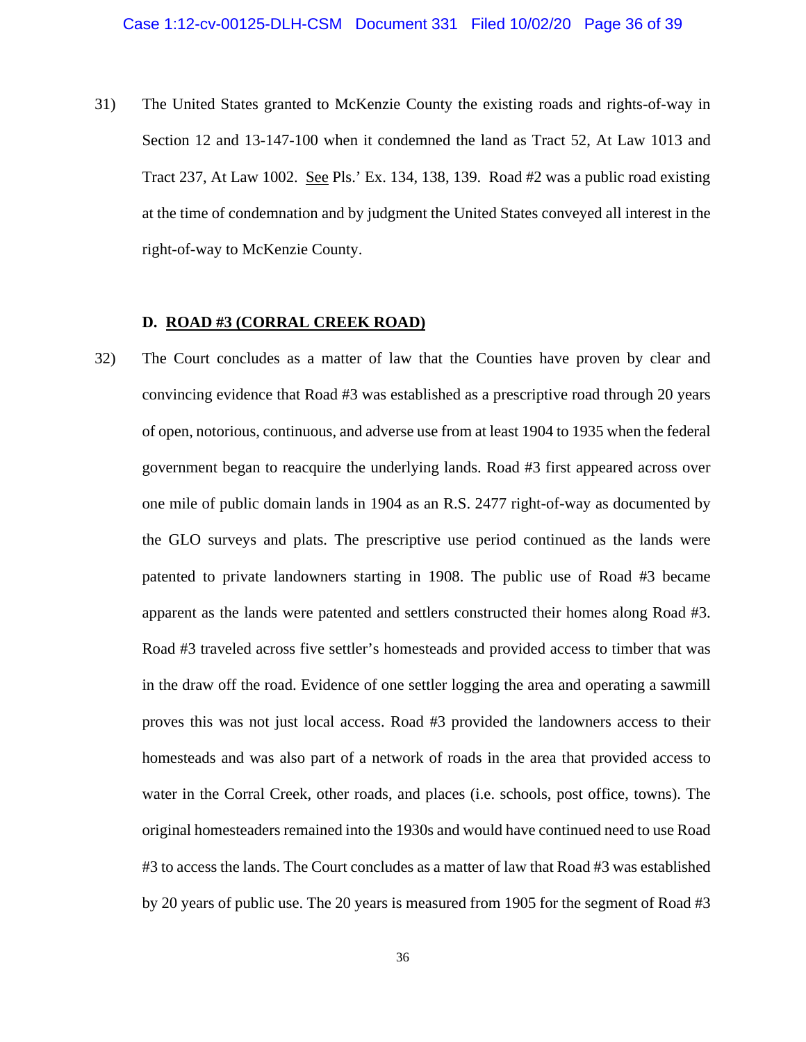31) The United States granted to McKenzie County the existing roads and rights-of-way in Section 12 and 13-147-100 when it condemned the land as Tract 52, At Law 1013 and Tract 237, At Law 1002. See Pls.' Ex. 134, 138, 139. Road #2 was a public road existing at the time of condemnation and by judgment the United States conveyed all interest in the right-of-way to McKenzie County.

### D. ROAD #3 (CORRAL CREEK ROAD)

32) The Court concludes as a matter of law that the Counties have proven by clear and convincing evidence that Road #3 was established as a prescriptive road through 20 years of open, notorious, continuous, and adverse use from at least 1904 to 1935 when the federal government began to reacquire the underlying lands. Road #3 first appeared across over one mile of public domain lands in 1904 as an R.S. 2477 right-of-way as documented by the GLO surveys and plats. The prescriptive use period continued as the lands were patented to private landowners starting in 1908. The public use of Road #3 became apparent as the lands were patented and settlers constructed their homes along Road #3. Road #3 traveled across five settler's homesteads and provided access to timber that was in the draw off the road. Evidence of one settler logging the area and operating a sawmill proves this was not just local access. Road #3 provided the landowners access to their homesteads and was also part of a network of roads in the area that provided access to water in the Corral Creek, other roads, and places (i.e. schools, post office, towns). The original homesteaders remained into the 1930s and would have continued need to use Road #3 to access the lands. The Court concludes as a matter of law that Road #3 was established by 20 years of public use. The 20 years is measured from 1905 for the segment of Road #3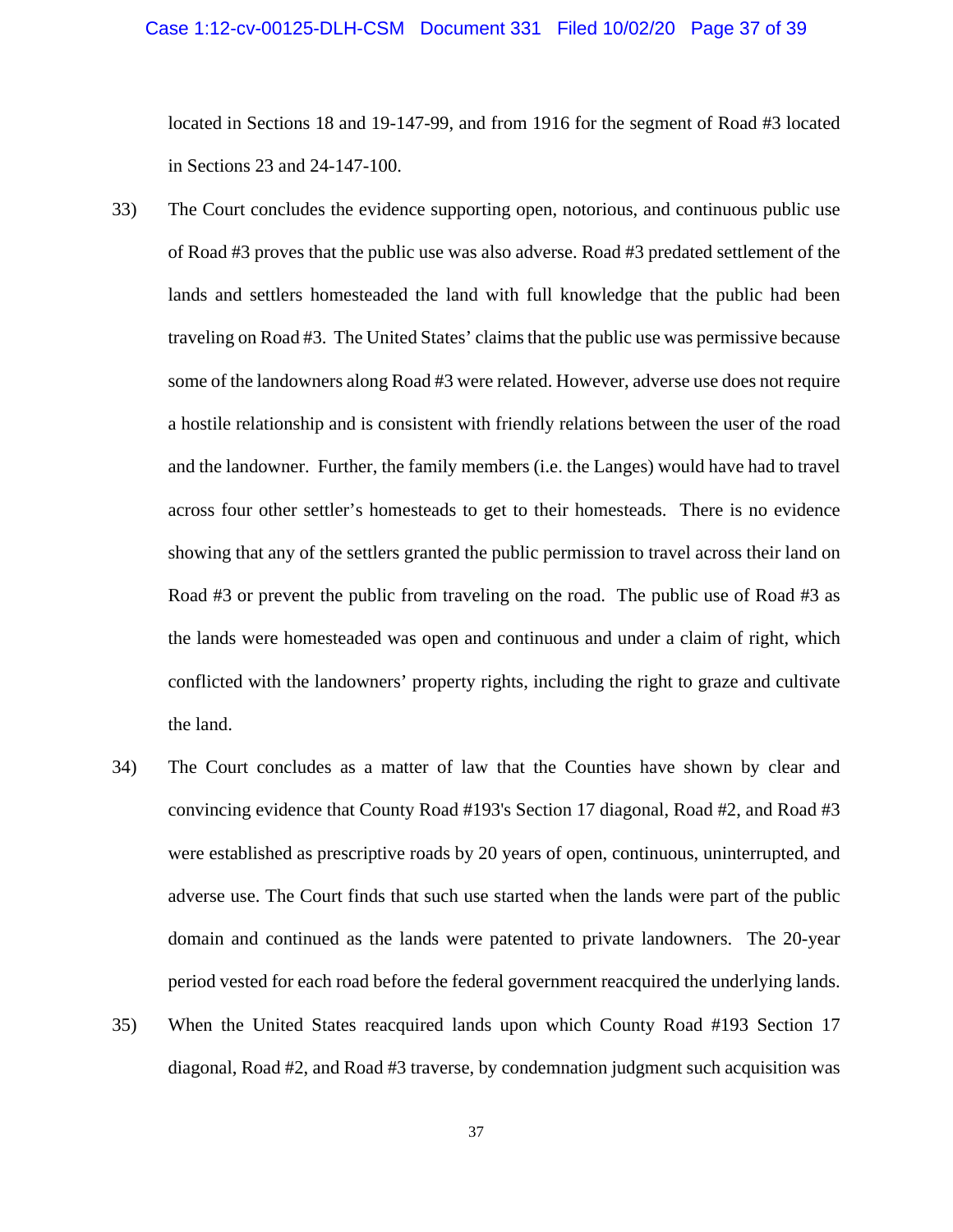located in Sections 18 and 19-147-99, and from 1916 for the segment of Road #3 located in Sections 23 and 24-147-100.

33) The Court concludes the evidence supporting open, notorious, and continuous public use of Road #3 proves that the public use was also adverse. Road #3 predated settlement of the lands and settlers homesteaded the land with full knowledge that the public had been traveling on Road #3. The United States' claims that the public use was permissive because some of the landowners along Road #3 were related. However, adverse use does not require a hostile relationship and is consistent with friendly relations between the user of the road and the landowner. Further, the family members (i.e. the Langes) would have had to travel across four other settler's homesteads to get to their homesteads. There is no evidence showing that any of the settlers granted the public permission to travel across their land on Road #3 or prevent the public from traveling on the road. The public use of Road #3 as the lands were homesteaded was open and continuous and under a claim of right, which conflicted with the landowners' property rights, including the right to graze and cultivate the land.

34) The Court concludes as a matter of law that the Counties have shown by clear and convincing evidence that County Road #193's Section 17 diagonal, Road #2, and Road #3 were established as prescriptive roads by 20 years of open, continuous, uninterrupted, and adverse use. The Court finds that such use started when the lands were part of the public domain and continued as the lands were patented to private landowners. The 20-year period vested for each road before the federal government reacquired the underlying lands.

35) When the United States reacquired lands upon which County Road #193 Section 17 diagonal, Road #2, and Road #3 traverse, by condemnation judgment such acquisition was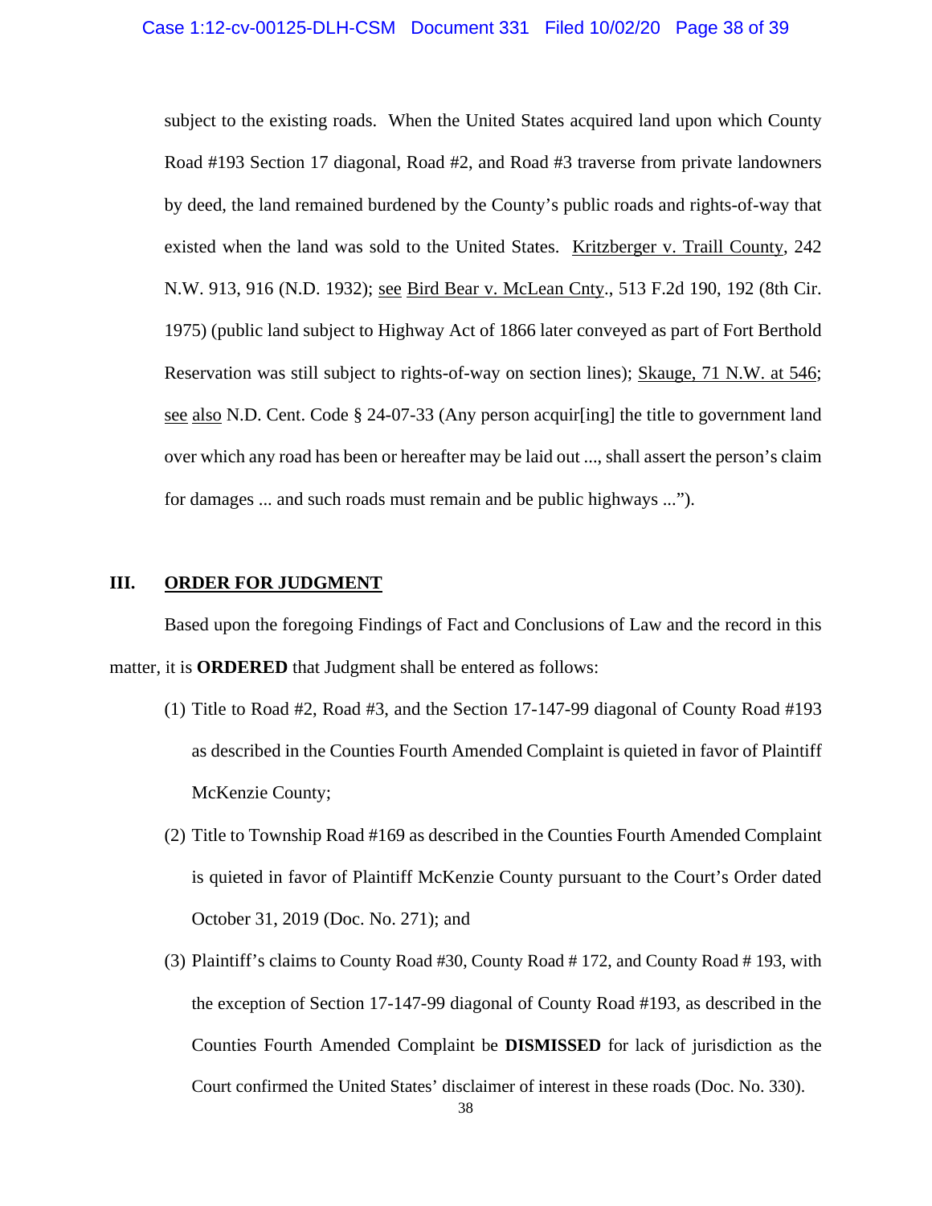subject to the existing roads. When the United States acquired land upon which County Road #193 Section 17 diagonal, Road #2, and Road #3 traverse from private landowners by deed, the land remained burdened by the County's public roads and rights-of-way that existed when the land was sold to the United States. Kritzberger v. Traill County, 242 N.W. 913, 916 (N.D. 1932); see Bird Bear v. McLean Cnty., 513 F.2d 190, 192 (8th Cir. 1975) (public land subject to Highway Act of 1866 later conveyed as part of Fort Berthold Reservation was still subject to rights-of-way on section lines); Skauge, 71 N.W. at 546; see also N.D. Cent. Code § 24-07-33 (Any person acquir[ing] the title to government land over which any road has been or hereafter may be laid out ..., shall assert the person's claim for damages ... and such roads must remain and be public highways ...").

## III. ORDER FOR JUDGMENT

Based upon the foregoing Findings of Fact and Conclusions of Law and the record in this matter, it is **ORDERED** that Judgment shall be entered as follows:

(1) Title to Road #2, Road #3, and the Section 17-147-99 diagonal of County Road #193 as described in the Counties Fourth Amended Complaint is quieted in favor of Plaintiff McKenzie County;

(2) Title to Township Road #169 as described in the Counties Fourth Amended Complaint is quieted in favor of Plaintiff McKenzie County pursuant to the Court's Order dated October 31, 2019 (Doc. No. 271); and

(3) Plaintiff's claims to County Road #30, County Road # 172, and County Road # 193, with the exception of Section 17-147-99 diagonal of County Road #193, as described in the Counties Fourth Amended Complaint be **DISMISSED** for lack of jurisdiction as the Court confirmed the United States' disclaimer of interest in these roads (Doc. No. 330).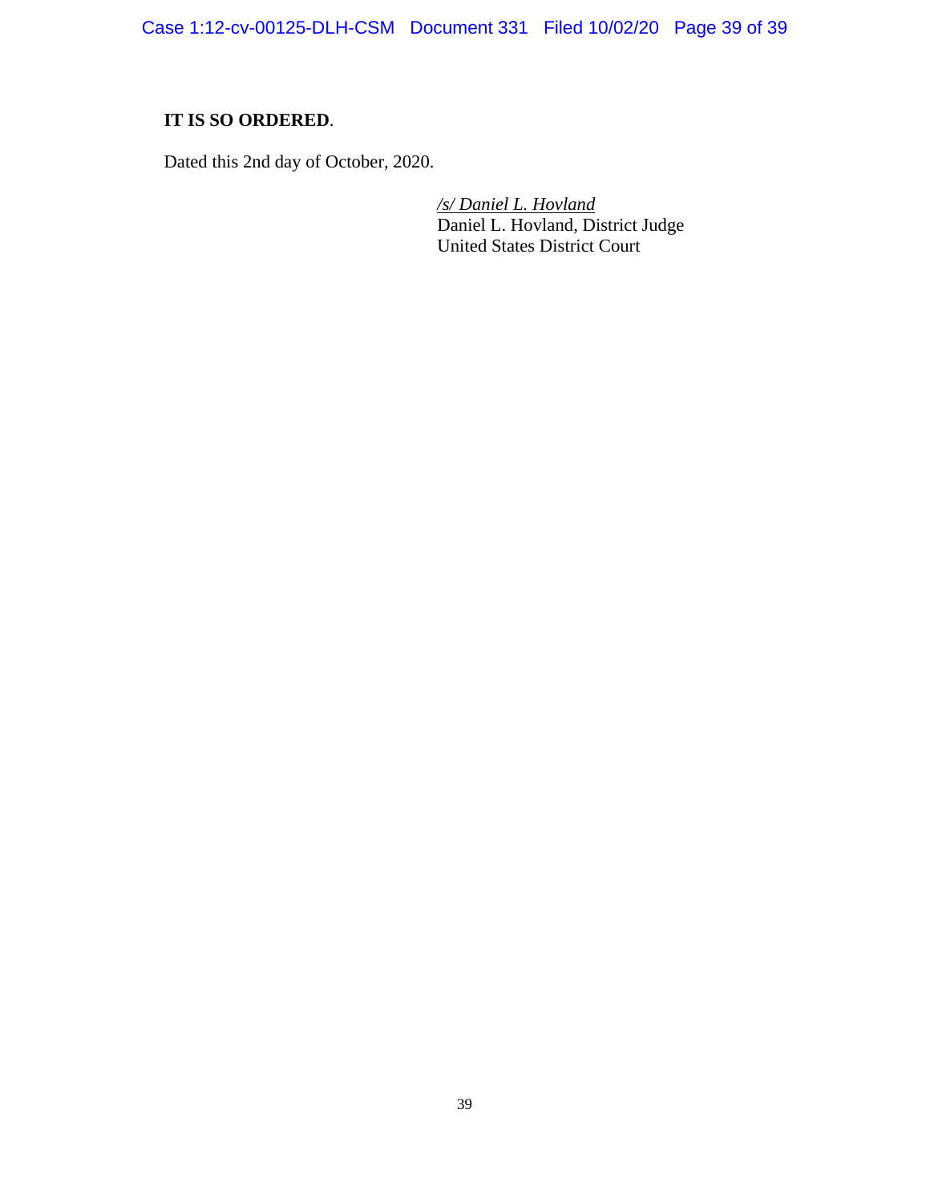**IT IS SO ORDERED**.

Dated this 2nd day of October, 2020.

*/s/ Daniel L. Hovland*
Daniel L. Hovland, District Judge
United States District Court